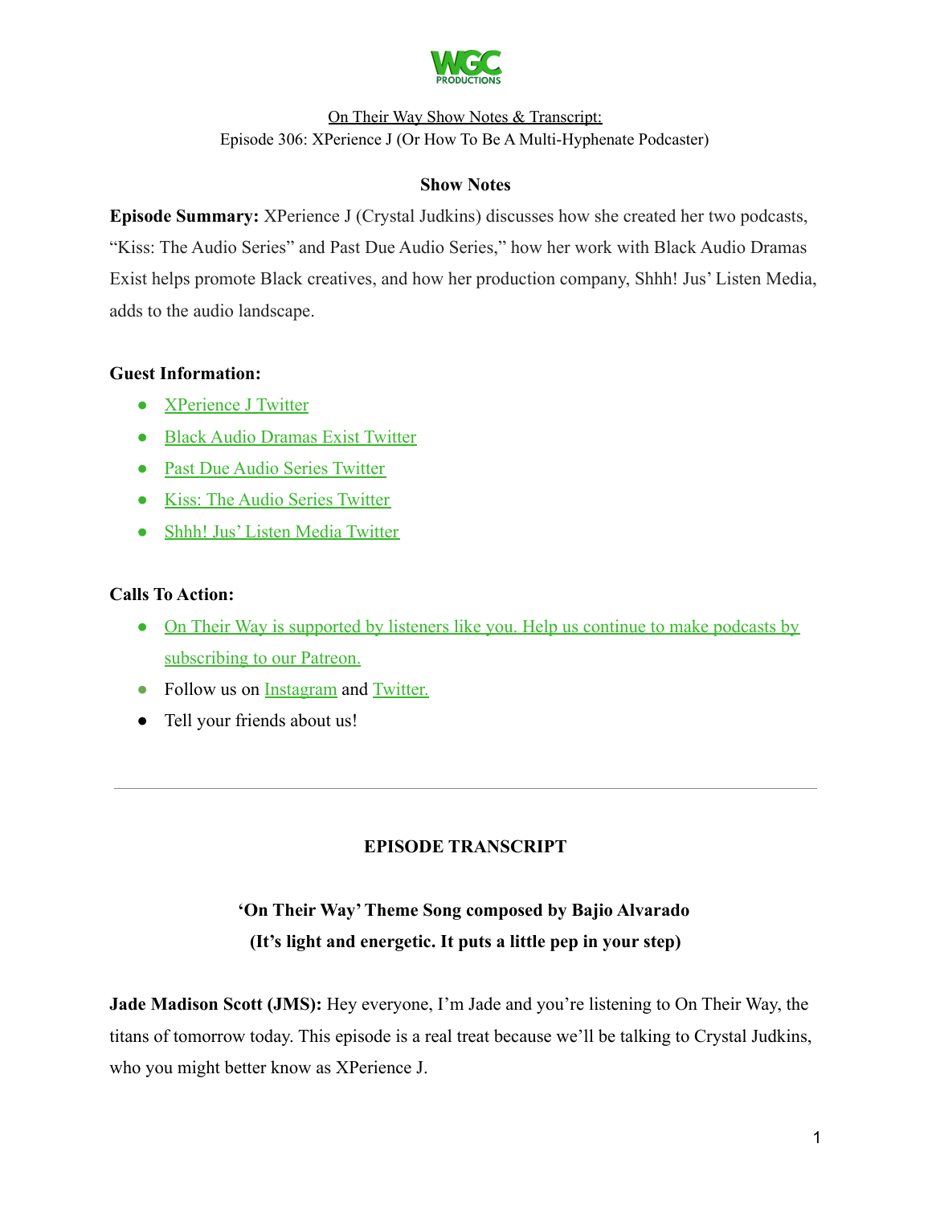WGC PRODUCTIONS

On Their Way Show Notes & Transcript:
Episode 306: XPerience J (Or How To Be A Multi-Hyphenate Podcaster)

## Show Notes

**Episode Summary:** XPerience J (Crystal Judkins) discusses how she created her two podcasts, "Kiss: The Audio Series" and Past Due Audio Series," how her work with Black Audio Dramas Exist helps promote Black creatives, and how her production company, Shhh! Jus' Listen Media, adds to the audio landscape.

**Guest Information:**

- XPerience J Twitter
- Black Audio Dramas Exist Twitter
- Past Due Audio Series Twitter
- Kiss: The Audio Series Twitter
- Shhh! Jus' Listen Media Twitter

**Calls To Action:**

- On Their Way is supported by listeners like you. Help us continue to make podcasts by subscribing to our Patreon.
- Follow us on Instagram and Twitter.
- Tell your friends about us!

---

## EPISODE TRANSCRIPT

**'On Their Way' Theme Song composed by Bajio Alvarado**
**(It's light and energetic. It puts a little pep in your step)**

**Jade Madison Scott (JMS):** Hey everyone, I'm Jade and you're listening to On Their Way, the titans of tomorrow today. This episode is a real treat because we'll be talking to Crystal Judkins, who you might better know as XPerience J.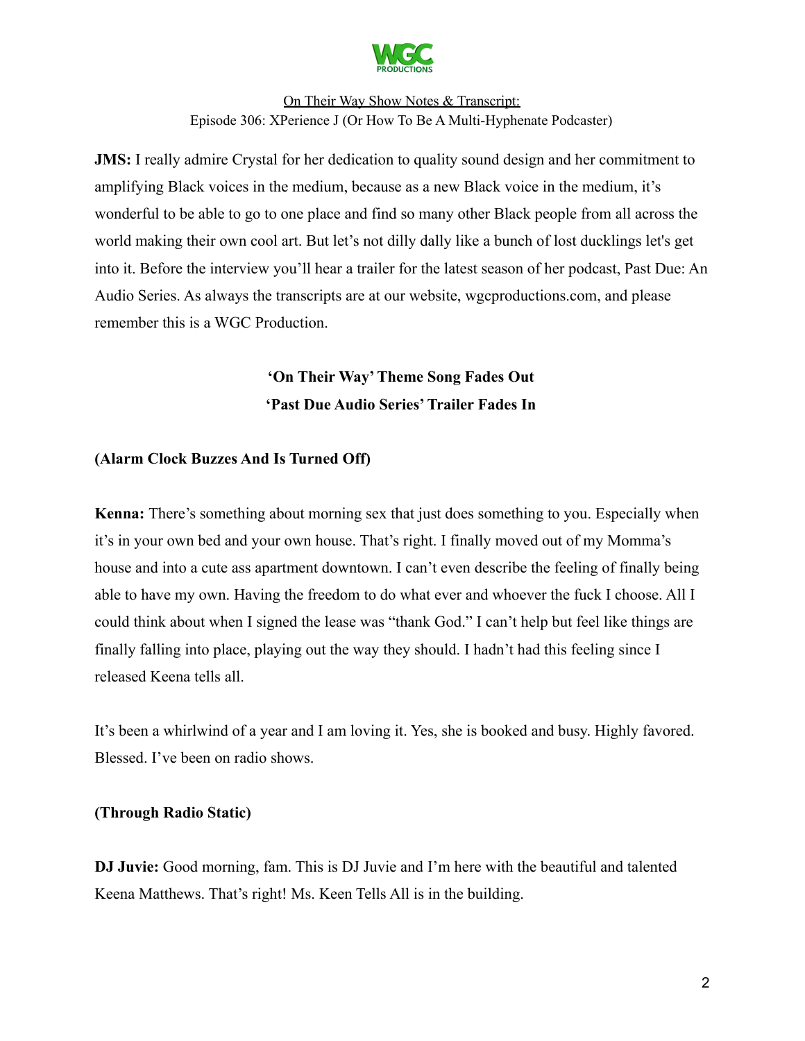**JMS:** I really admire Crystal for her dedication to quality sound design and her commitment to amplifying Black voices in the medium, because as a new Black voice in the medium, it's wonderful to be able to go to one place and find so many other Black people from all across the world making their own cool art. But let's not dilly dally like a bunch of lost ducklings let's get into it. Before the interview you'll hear a trailer for the latest season of her podcast, Past Due: An Audio Series. As always the transcripts are at our website, wgcproductions.com, and please remember this is a WGC Production.

**'On Their Way' Theme Song Fades Out**
**'Past Due Audio Series' Trailer Fades In**

**(Alarm Clock Buzzes And Is Turned Off)**

**Kenna:** There's something about morning sex that just does something to you. Especially when it's in your own bed and your own house. That's right. I finally moved out of my Momma's house and into a cute ass apartment downtown. I can't even describe the feeling of finally being able to have my own. Having the freedom to do what ever and whoever the fuck I choose. All I could think about when I signed the lease was "thank God." I can't help but feel like things are finally falling into place, playing out the way they should. I hadn't had this feeling since I released Keena tells all.

It's been a whirlwind of a year and I am loving it. Yes, she is booked and busy. Highly favored. Blessed. I've been on radio shows.

**(Through Radio Static)**

**DJ Juvie:** Good morning, fam. This is DJ Juvie and I'm here with the beautiful and talented Keena Matthews. That's right! Ms. Keen Tells All is in the building.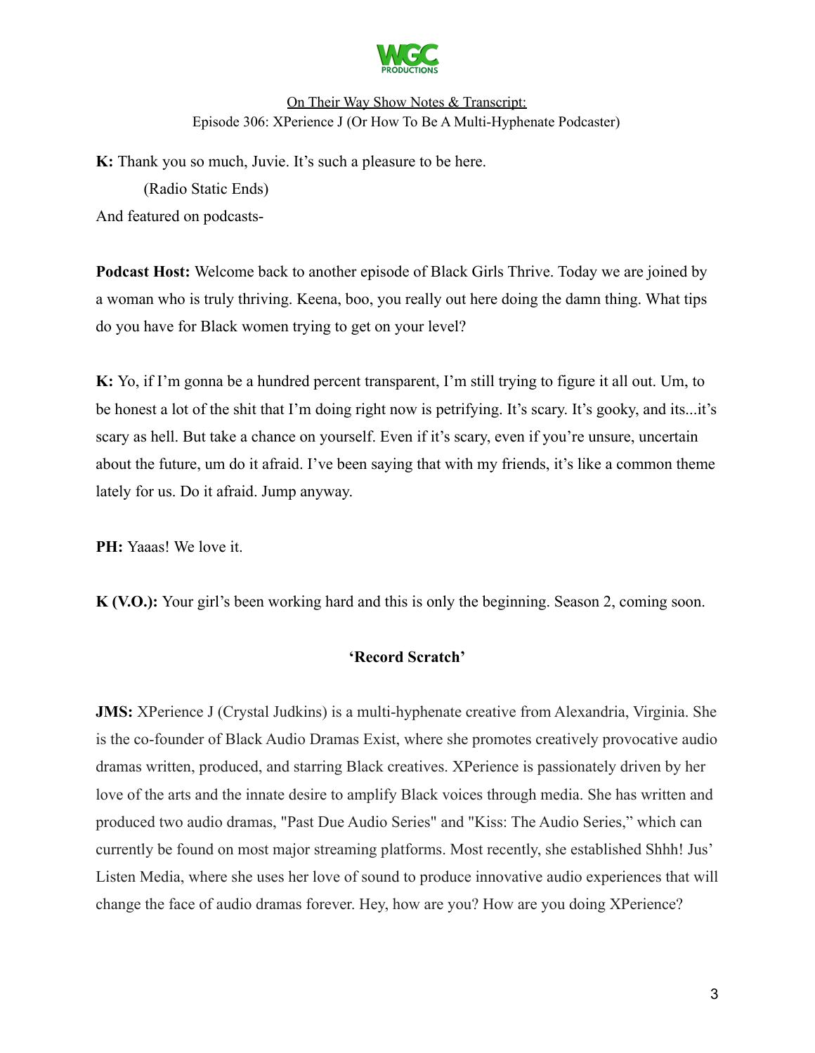**K:** Thank you so much, Juvie. It's such a pleasure to be here.

(Radio Static Ends)

And featured on podcasts-

**Podcast Host:** Welcome back to another episode of Black Girls Thrive. Today we are joined by a woman who is truly thriving. Keena, boo, you really out here doing the damn thing. What tips do you have for Black women trying to get on your level?

**K:** Yo, if I'm gonna be a hundred percent transparent, I'm still trying to figure it all out. Um, to be honest a lot of the shit that I'm doing right now is petrifying. It's scary. It's gooky, and its...it's scary as hell. But take a chance on yourself. Even if it's scary, even if you're unsure, uncertain about the future, um do it afraid. I've been saying that with my friends, it's like a common theme lately for us. Do it afraid. Jump anyway.

**PH:** Yaaas! We love it.

**K (V.O.):** Your girl's been working hard and this is only the beginning. Season 2, coming soon.

**'Record Scratch'**

**JMS:** XPerience J (Crystal Judkins) is a multi-hyphenate creative from Alexandria, Virginia. She is the co-founder of Black Audio Dramas Exist, where she promotes creatively provocative audio dramas written, produced, and starring Black creatives. XPerience is passionately driven by her love of the arts and the innate desire to amplify Black voices through media. She has written and produced two audio dramas, "Past Due Audio Series" and "Kiss: The Audio Series," which can currently be found on most major streaming platforms. Most recently, she established Shhh! Jus' Listen Media, where she uses her love of sound to produce innovative audio experiences that will change the face of audio dramas forever. Hey, how are you? How are you doing XPerience?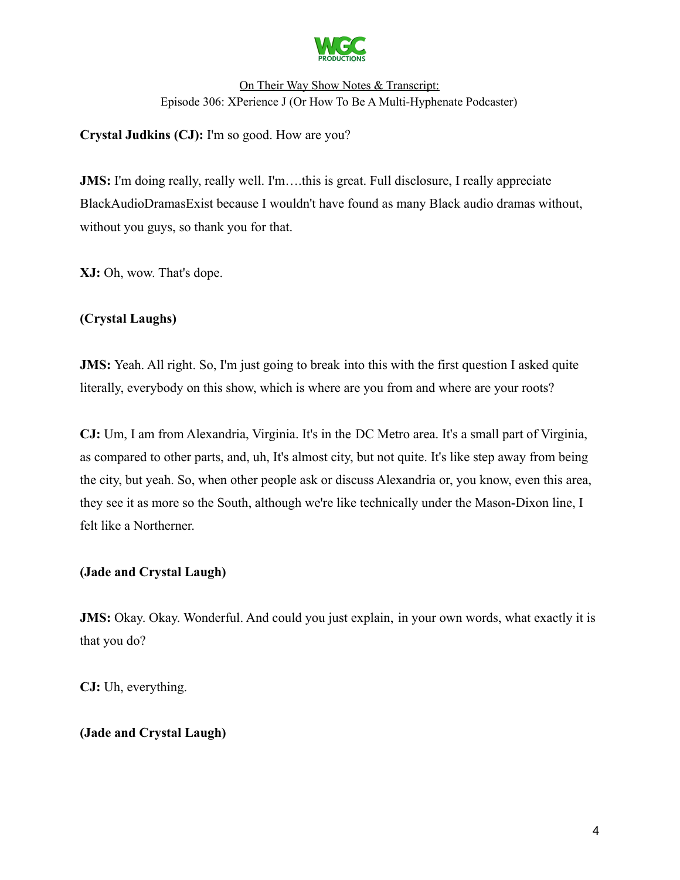**Crystal Judkins (CJ):** I'm so good. How are you?

**JMS:** I'm doing really, really well. I'm….this is great. Full disclosure, I really appreciate BlackAudioDramasExist because I wouldn't have found as many Black audio dramas without, without you guys, so thank you for that.

**XJ:** Oh, wow. That's dope.

**(Crystal Laughs)**

**JMS:** Yeah. All right. So, I'm just going to break into this with the first question I asked quite literally, everybody on this show, which is where are you from and where are your roots?

**CJ:** Um, I am from Alexandria, Virginia. It's in the DC Metro area. It's a small part of Virginia, as compared to other parts, and, uh, It's almost city, but not quite. It's like step away from being the city, but yeah. So, when other people ask or discuss Alexandria or, you know, even this area, they see it as more so the South, although we're like technically under the Mason-Dixon line, I felt like a Northerner.

**(Jade and Crystal Laugh)**

**JMS:** Okay. Okay. Wonderful. And could you just explain, in your own words, what exactly it is that you do?

**CJ:** Uh, everything.

**(Jade and Crystal Laugh)**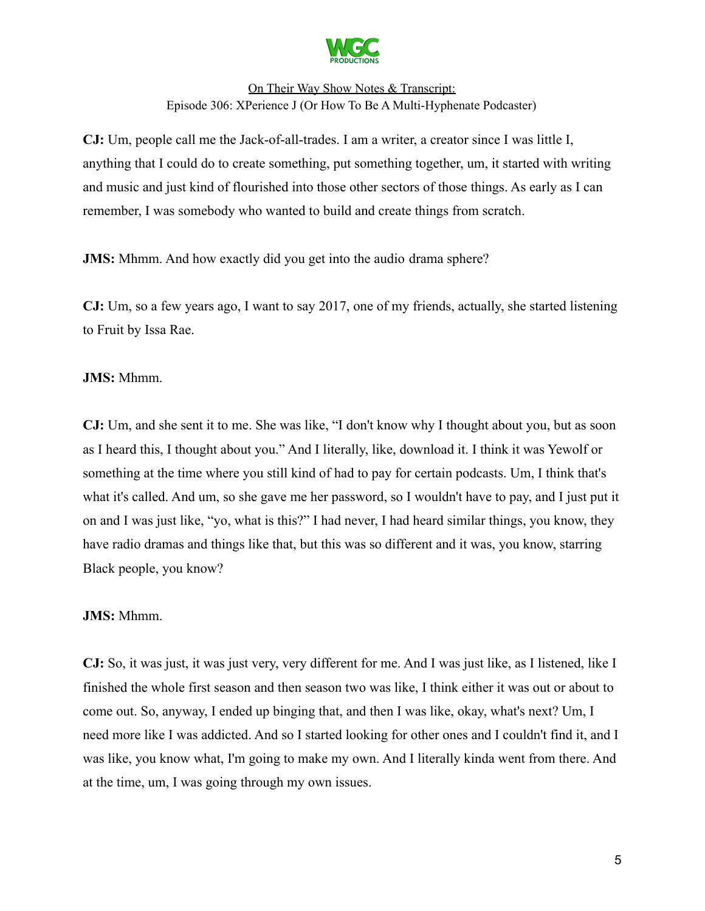**CJ:** Um, people call me the Jack-of-all-trades. I am a writer, a creator since I was little I, anything that I could do to create something, put something together, um, it started with writing and music and just kind of flourished into those other sectors of those things. As early as I can remember, I was somebody who wanted to build and create things from scratch.

**JMS:** Mhmm. And how exactly did you get into the audio drama sphere?

**CJ:** Um, so a few years ago, I want to say 2017, one of my friends, actually, she started listening to Fruit by Issa Rae.

**JMS:** Mhmm.

**CJ:** Um, and she sent it to me. She was like, "I don't know why I thought about you, but as soon as I heard this, I thought about you." And I literally, like, download it. I think it was Yewolf or something at the time where you still kind of had to pay for certain podcasts. Um, I think that's what it's called. And um, so she gave me her password, so I wouldn't have to pay, and I just put it on and I was just like, "yo, what is this?" I had never, I had heard similar things, you know, they have radio dramas and things like that, but this was so different and it was, you know, starring Black people, you know?

**JMS:** Mhmm.

**CJ:** So, it was just, it was just very, very different for me. And I was just like, as I listened, like I finished the whole first season and then season two was like, I think either it was out or about to come out. So, anyway, I ended up binging that, and then I was like, okay, what's next? Um, I need more like I was addicted. And so I started looking for other ones and I couldn't find it, and I was like, you know what, I'm going to make my own. And I literally kinda went from there. And at the time, um, I was going through my own issues.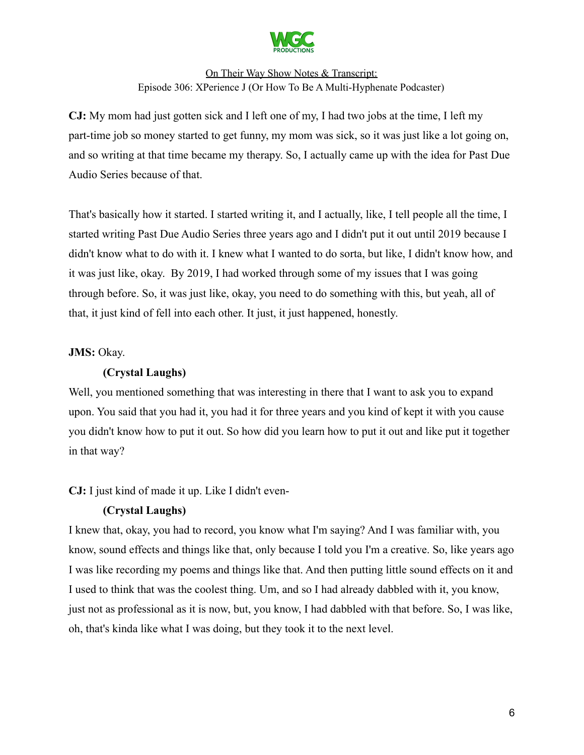**CJ:** My mom had just gotten sick and I left one of my, I had two jobs at the time, I left my part-time job so money started to get funny, my mom was sick, so it was just like a lot going on, and so writing at that time became my therapy. So, I actually came up with the idea for Past Due Audio Series because of that.

That's basically how it started. I started writing it, and I actually, like, I tell people all the time, I started writing Past Due Audio Series three years ago and I didn't put it out until 2019 because I didn't know what to do with it. I knew what I wanted to do sorta, but like, I didn't know how, and it was just like, okay. By 2019, I had worked through some of my issues that I was going through before. So, it was just like, okay, you need to do something with this, but yeah, all of that, it just kind of fell into each other. It just, it just happened, honestly.

**JMS:** Okay.

**(Crystal Laughs)**

Well, you mentioned something that was interesting in there that I want to ask you to expand upon. You said that you had it, you had it for three years and you kind of kept it with you cause you didn't know how to put it out. So how did you learn how to put it out and like put it together in that way?

**CJ:** I just kind of made it up. Like I didn't even-

**(Crystal Laughs)**

I knew that, okay, you had to record, you know what I'm saying? And I was familiar with, you know, sound effects and things like that, only because I told you I'm a creative. So, like years ago I was like recording my poems and things like that. And then putting little sound effects on it and I used to think that was the coolest thing. Um, and so I had already dabbled with it, you know, just not as professional as it is now, but, you know, I had dabbled with that before. So, I was like, oh, that's kinda like what I was doing, but they took it to the next level.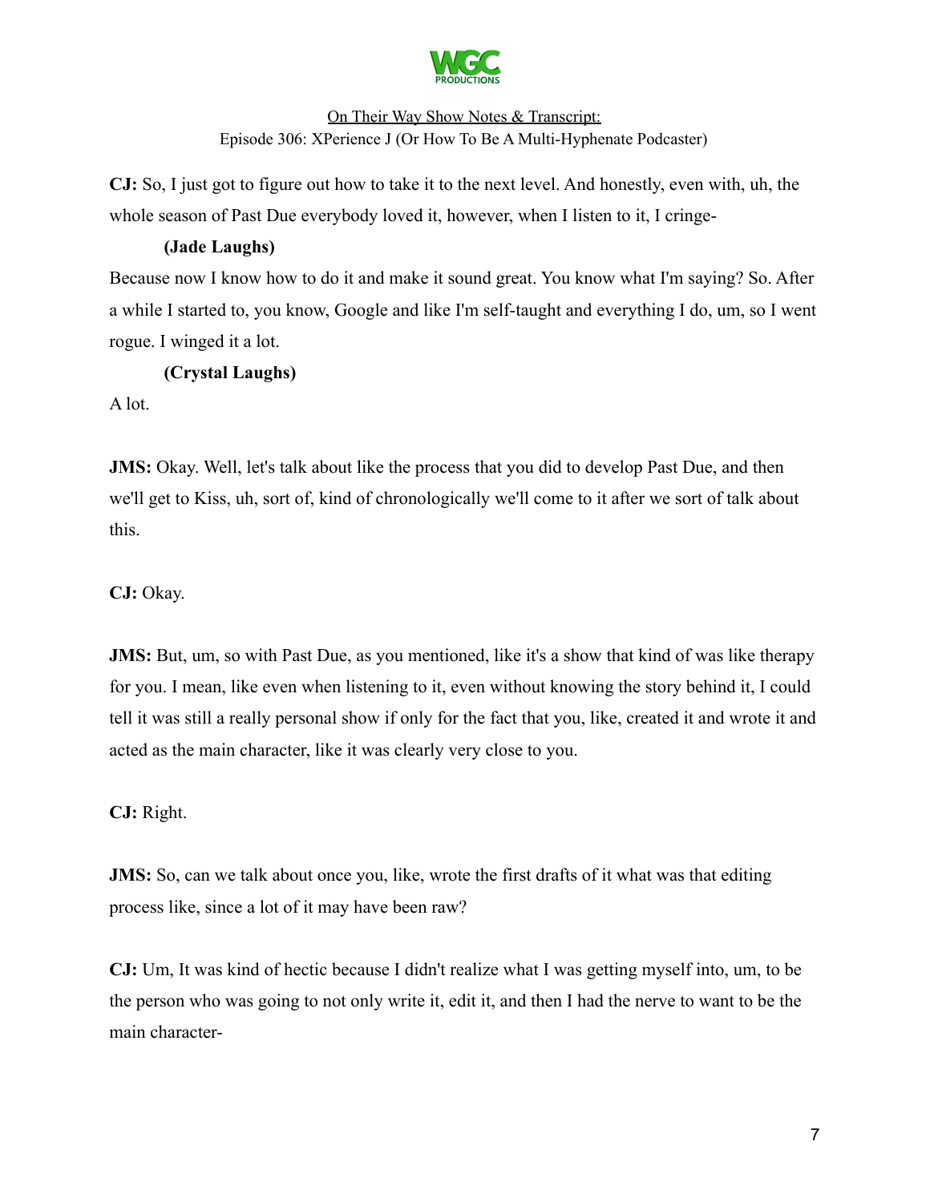**CJ:** So, I just got to figure out how to take it to the next level. And honestly, even with, uh, the whole season of Past Due everybody loved it, however, when I listen to it, I cringe-

**(Jade Laughs)**

Because now I know how to do it and make it sound great. You know what I'm saying? So. After a while I started to, you know, Google and like I'm self-taught and everything I do, um, so I went rogue. I winged it a lot.

**(Crystal Laughs)**

A lot.

**JMS:** Okay. Well, let's talk about like the process that you did to develop Past Due, and then we'll get to Kiss, uh, sort of, kind of chronologically we'll come to it after we sort of talk about this.

**CJ:** Okay.

**JMS:** But, um, so with Past Due, as you mentioned, like it's a show that kind of was like therapy for you. I mean, like even when listening to it, even without knowing the story behind it, I could tell it was still a really personal show if only for the fact that you, like, created it and wrote it and acted as the main character, like it was clearly very close to you.

**CJ:** Right.

**JMS:** So, can we talk about once you, like, wrote the first drafts of it what was that editing process like, since a lot of it may have been raw?

**CJ:** Um, It was kind of hectic because I didn't realize what I was getting myself into, um, to be the person who was going to not only write it, edit it, and then I had the nerve to want to be the main character-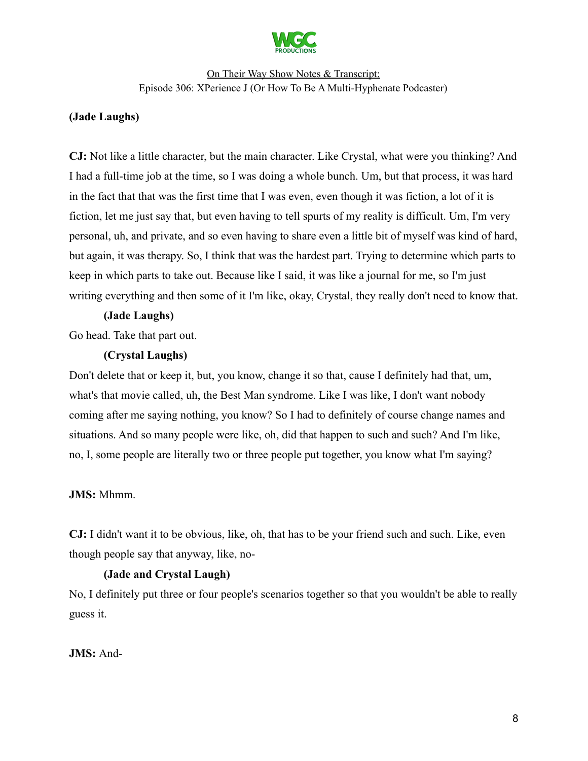**(Jade Laughs)**

**CJ:** Not like a little character, but the main character. Like Crystal, what were you thinking? And I had a full-time job at the time, so I was doing a whole bunch. Um, but that process, it was hard in the fact that that was the first time that I was even, even though it was fiction, a lot of it is fiction, let me just say that, but even having to tell spurts of my reality is difficult. Um, I'm very personal, uh, and private, and so even having to share even a little bit of myself was kind of hard, but again, it was therapy. So, I think that was the hardest part. Trying to determine which parts to keep in which parts to take out. Because like I said, it was like a journal for me, so I'm just writing everything and then some of it I'm like, okay, Crystal, they really don't need to know that.

**(Jade Laughs)**

Go head. Take that part out.

**(Crystal Laughs)**

Don't delete that or keep it, but, you know, change it so that, cause I definitely had that, um, what's that movie called, uh, the Best Man syndrome. Like I was like, I don't want nobody coming after me saying nothing, you know? So I had to definitely of course change names and situations. And so many people were like, oh, did that happen to such and such? And I'm like, no, I, some people are literally two or three people put together, you know what I'm saying?

**JMS:** Mhmm.

**CJ:** I didn't want it to be obvious, like, oh, that has to be your friend such and such. Like, even though people say that anyway, like, no-

**(Jade and Crystal Laugh)**

No, I definitely put three or four people's scenarios together so that you wouldn't be able to really guess it.

**JMS:** And-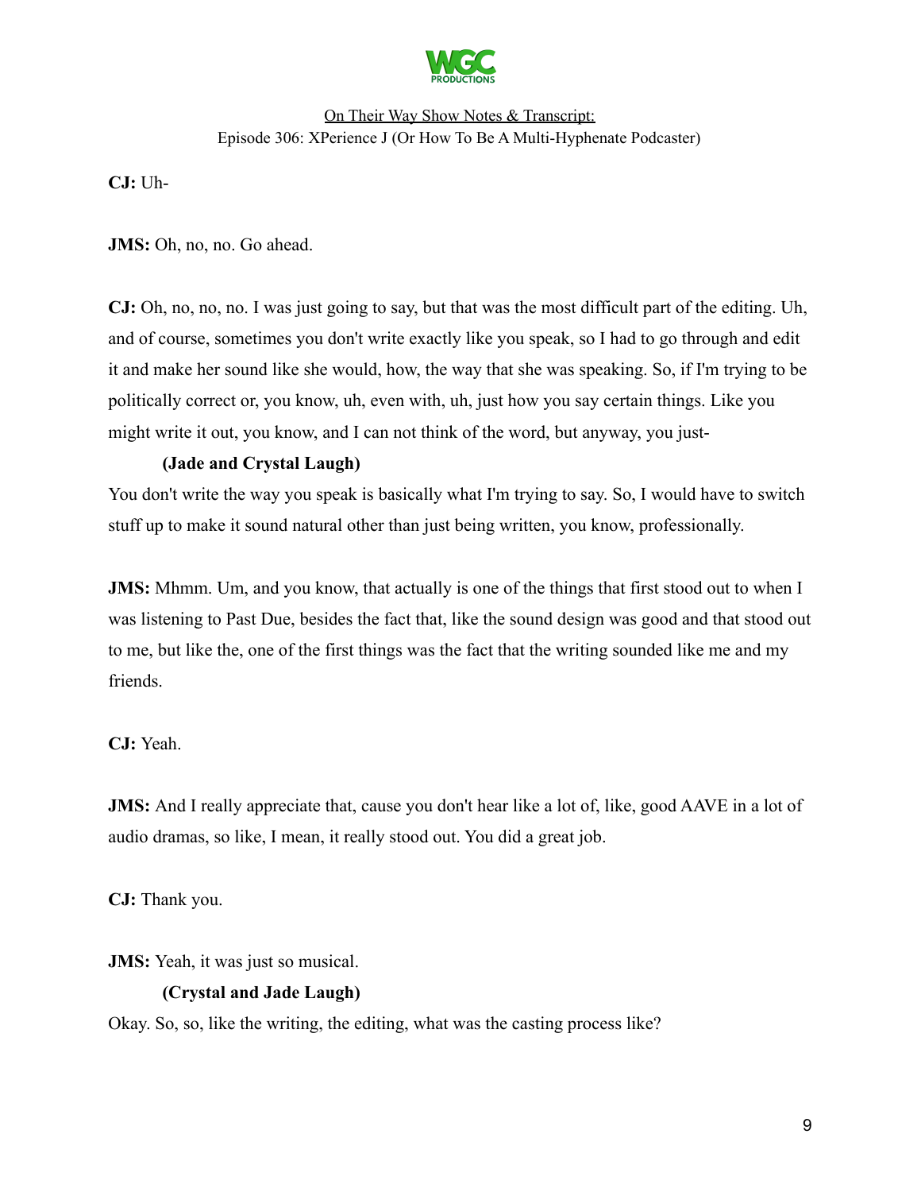**CJ:** Uh-

**JMS:** Oh, no, no. Go ahead.

**CJ:** Oh, no, no, no. I was just going to say, but that was the most difficult part of the editing. Uh, and of course, sometimes you don't write exactly like you speak, so I had to go through and edit it and make her sound like she would, how, the way that she was speaking. So, if I'm trying to be politically correct or, you know, uh, even with, uh, just how you say certain things. Like you might write it out, you know, and I can not think of the word, but anyway, you just-

**(Jade and Crystal Laugh)**

You don't write the way you speak is basically what I'm trying to say. So, I would have to switch stuff up to make it sound natural other than just being written, you know, professionally.

**JMS:** Mhmm. Um, and you know, that actually is one of the things that first stood out to when I was listening to Past Due, besides the fact that, like the sound design was good and that stood out to me, but like the, one of the first things was the fact that the writing sounded like me and my friends.

**CJ:** Yeah.

**JMS:** And I really appreciate that, cause you don't hear like a lot of, like, good AAVE in a lot of audio dramas, so like, I mean, it really stood out. You did a great job.

**CJ:** Thank you.

**JMS:** Yeah, it was just so musical.

**(Crystal and Jade Laugh)**

Okay. So, so, like the writing, the editing, what was the casting process like?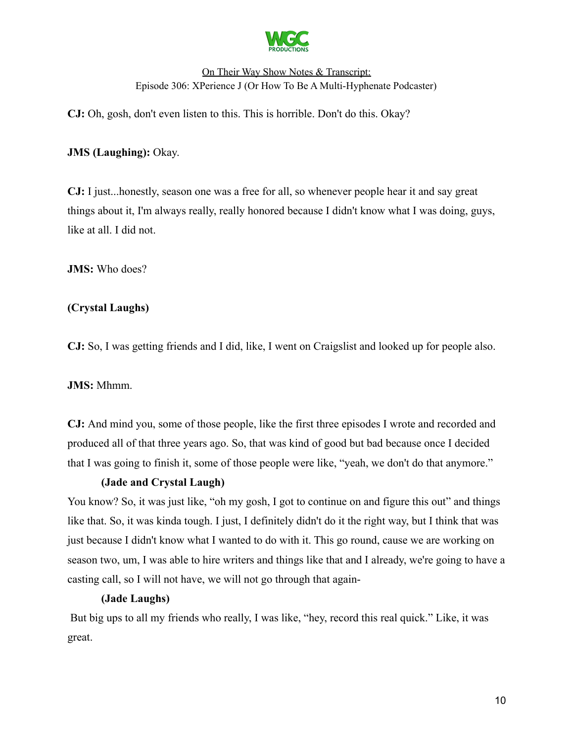**CJ:** Oh, gosh, don't even listen to this. This is horrible. Don't do this. Okay?

**JMS (Laughing):** Okay.

**CJ:** I just...honestly, season one was a free for all, so whenever people hear it and say great things about it, I'm always really, really honored because I didn't know what I was doing, guys, like at all. I did not.

**JMS:** Who does?

**(Crystal Laughs)**

**CJ:** So, I was getting friends and I did, like, I went on Craigslist and looked up for people also.

**JMS:** Mhmm.

**CJ:** And mind you, some of those people, like the first three episodes I wrote and recorded and produced all of that three years ago. So, that was kind of good but bad because once I decided that I was going to finish it, some of those people were like, "yeah, we don't do that anymore."

**(Jade and Crystal Laugh)**

You know? So, it was just like, "oh my gosh, I got to continue on and figure this out" and things like that. So, it was kinda tough. I just, I definitely didn't do it the right way, but I think that was just because I didn't know what I wanted to do with it. This go round, cause we are working on season two, um, I was able to hire writers and things like that and I already, we're going to have a casting call, so I will not have, we will not go through that again-

**(Jade Laughs)**

But big ups to all my friends who really, I was like, "hey, record this real quick." Like, it was great.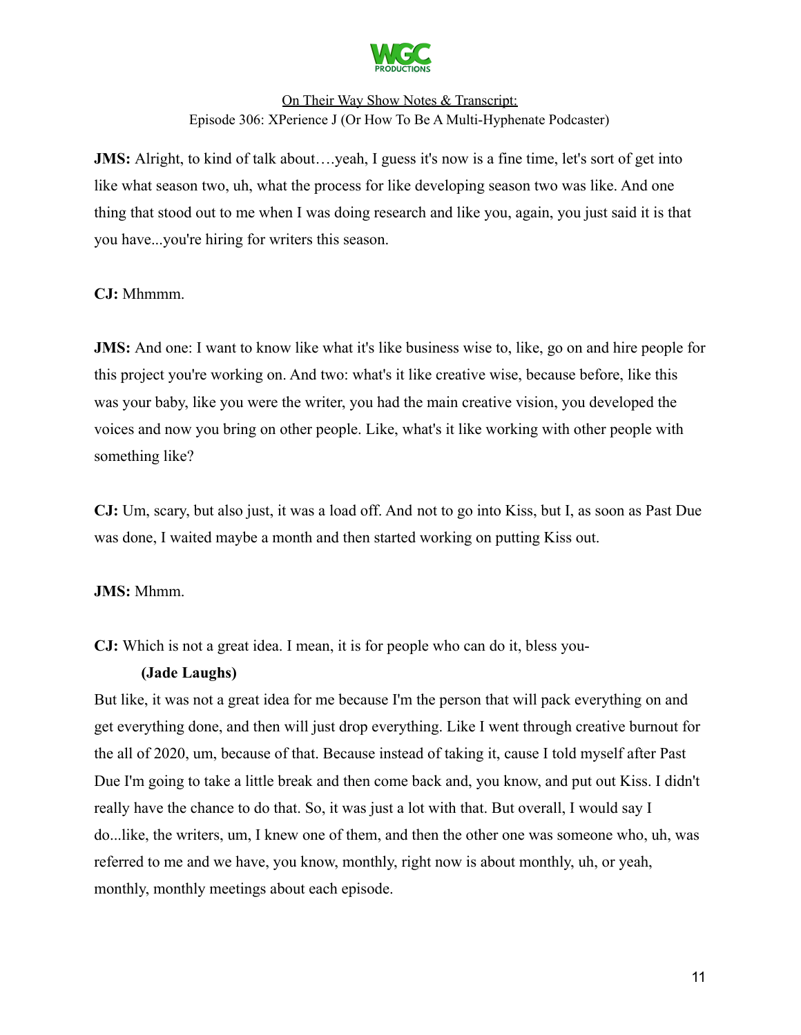**JMS:** Alright, to kind of talk about….yeah, I guess it's now is a fine time, let's sort of get into like what season two, uh, what the process for like developing season two was like. And one thing that stood out to me when I was doing research and like you, again, you just said it is that you have...you're hiring for writers this season.

**CJ:** Mhmmm.

**JMS:** And one: I want to know like what it's like business wise to, like, go on and hire people for this project you're working on. And two: what's it like creative wise, because before, like this was your baby, like you were the writer, you had the main creative vision, you developed the voices and now you bring on other people. Like, what's it like working with other people with something like?

**CJ:** Um, scary, but also just, it was a load off. And not to go into Kiss, but I, as soon as Past Due was done, I waited maybe a month and then started working on putting Kiss out.

**JMS:** Mhmm.

**CJ:** Which is not a great idea. I mean, it is for people who can do it, bless you-

**(Jade Laughs)**

But like, it was not a great idea for me because I'm the person that will pack everything on and get everything done, and then will just drop everything. Like I went through creative burnout for the all of 2020, um, because of that. Because instead of taking it, cause I told myself after Past Due I'm going to take a little break and then come back and, you know, and put out Kiss. I didn't really have the chance to do that. So, it was just a lot with that. But overall, I would say I do...like, the writers, um, I knew one of them, and then the other one was someone who, uh, was referred to me and we have, you know, monthly, right now is about monthly, uh, or yeah, monthly, monthly meetings about each episode.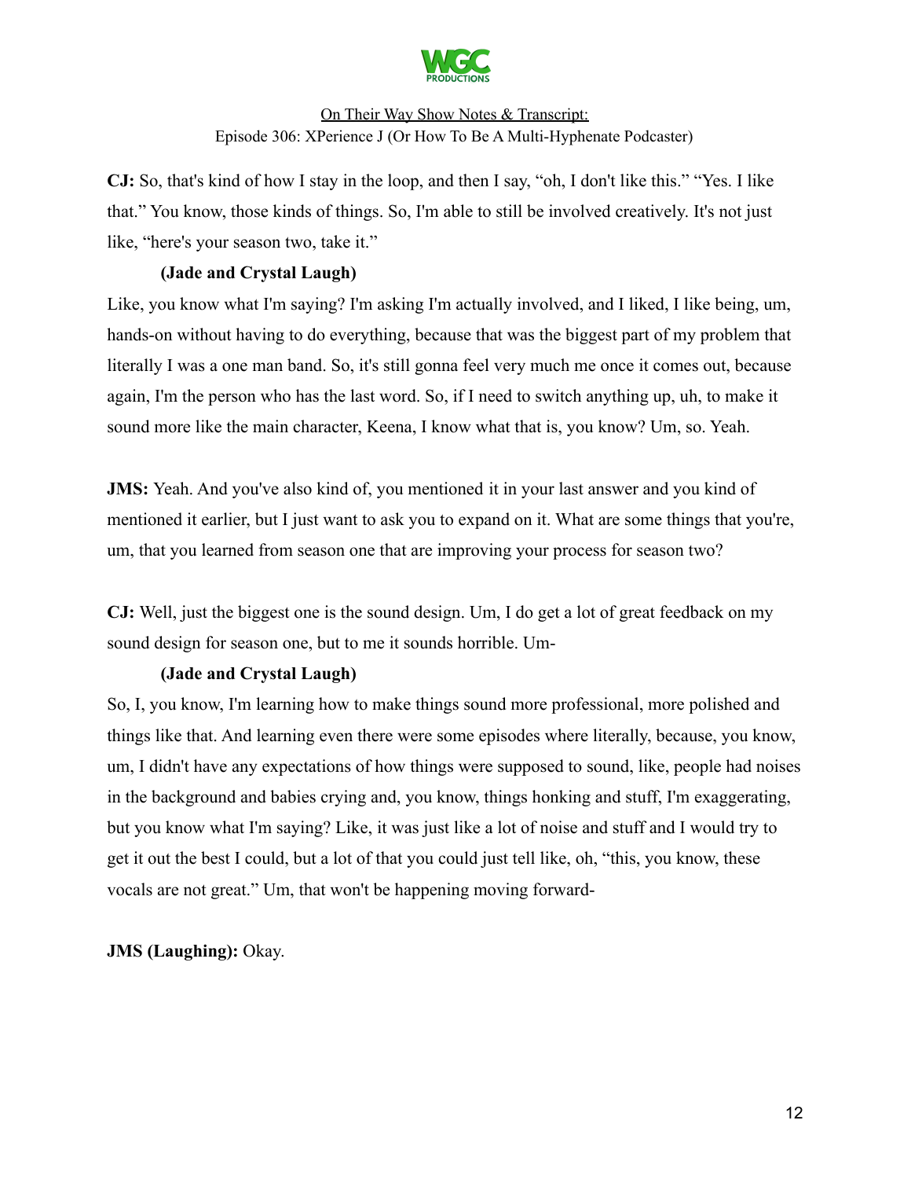**CJ:** So, that's kind of how I stay in the loop, and then I say, "oh, I don't like this." "Yes. I like that." You know, those kinds of things. So, I'm able to still be involved creatively. It's not just like, "here's your season two, take it."

**(Jade and Crystal Laugh)**

Like, you know what I'm saying? I'm asking I'm actually involved, and I liked, I like being, um, hands-on without having to do everything, because that was the biggest part of my problem that literally I was a one man band. So, it's still gonna feel very much me once it comes out, because again, I'm the person who has the last word. So, if I need to switch anything up, uh, to make it sound more like the main character, Keena, I know what that is, you know? Um, so. Yeah.

**JMS:** Yeah. And you've also kind of, you mentioned it in your last answer and you kind of mentioned it earlier, but I just want to ask you to expand on it. What are some things that you're, um, that you learned from season one that are improving your process for season two?

**CJ:** Well, just the biggest one is the sound design. Um, I do get a lot of great feedback on my sound design for season one, but to me it sounds horrible. Um-

**(Jade and Crystal Laugh)**

So, I, you know, I'm learning how to make things sound more professional, more polished and things like that. And learning even there were some episodes where literally, because, you know, um, I didn't have any expectations of how things were supposed to sound, like, people had noises in the background and babies crying and, you know, things honking and stuff, I'm exaggerating, but you know what I'm saying? Like, it was just like a lot of noise and stuff and I would try to get it out the best I could, but a lot of that you could just tell like, oh, "this, you know, these vocals are not great." Um, that won't be happening moving forward-

**JMS (Laughing):** Okay.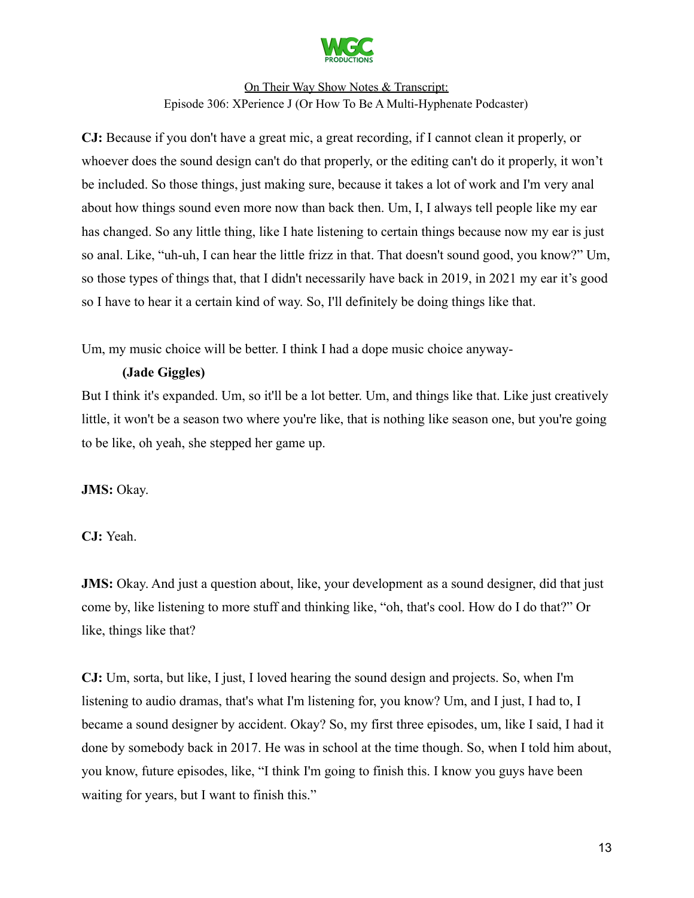**CJ:** Because if you don't have a great mic, a great recording, if I cannot clean it properly, or whoever does the sound design can't do that properly, or the editing can't do it properly, it won't be included. So those things, just making sure, because it takes a lot of work and I'm very anal about how things sound even more now than back then. Um, I, I always tell people like my ear has changed. So any little thing, like I hate listening to certain things because now my ear is just so anal. Like, "uh-uh, I can hear the little frizz in that. That doesn't sound good, you know?" Um, so those types of things that, that I didn't necessarily have back in 2019, in 2021 my ear it's good so I have to hear it a certain kind of way. So, I'll definitely be doing things like that.

Um, my music choice will be better. I think I had a dope music choice anyway-

**(Jade Giggles)**

But I think it's expanded. Um, so it'll be a lot better. Um, and things like that. Like just creatively little, it won't be a season two where you're like, that is nothing like season one, but you're going to be like, oh yeah, she stepped her game up.

**JMS:** Okay.

**CJ:** Yeah.

**JMS:** Okay. And just a question about, like, your development as a sound designer, did that just come by, like listening to more stuff and thinking like, "oh, that's cool. How do I do that?" Or like, things like that?

**CJ:** Um, sorta, but like, I just, I loved hearing the sound design and projects. So, when I'm listening to audio dramas, that's what I'm listening for, you know? Um, and I just, I had to, I became a sound designer by accident. Okay? So, my first three episodes, um, like I said, I had it done by somebody back in 2017. He was in school at the time though. So, when I told him about, you know, future episodes, like, "I think I'm going to finish this. I know you guys have been waiting for years, but I want to finish this."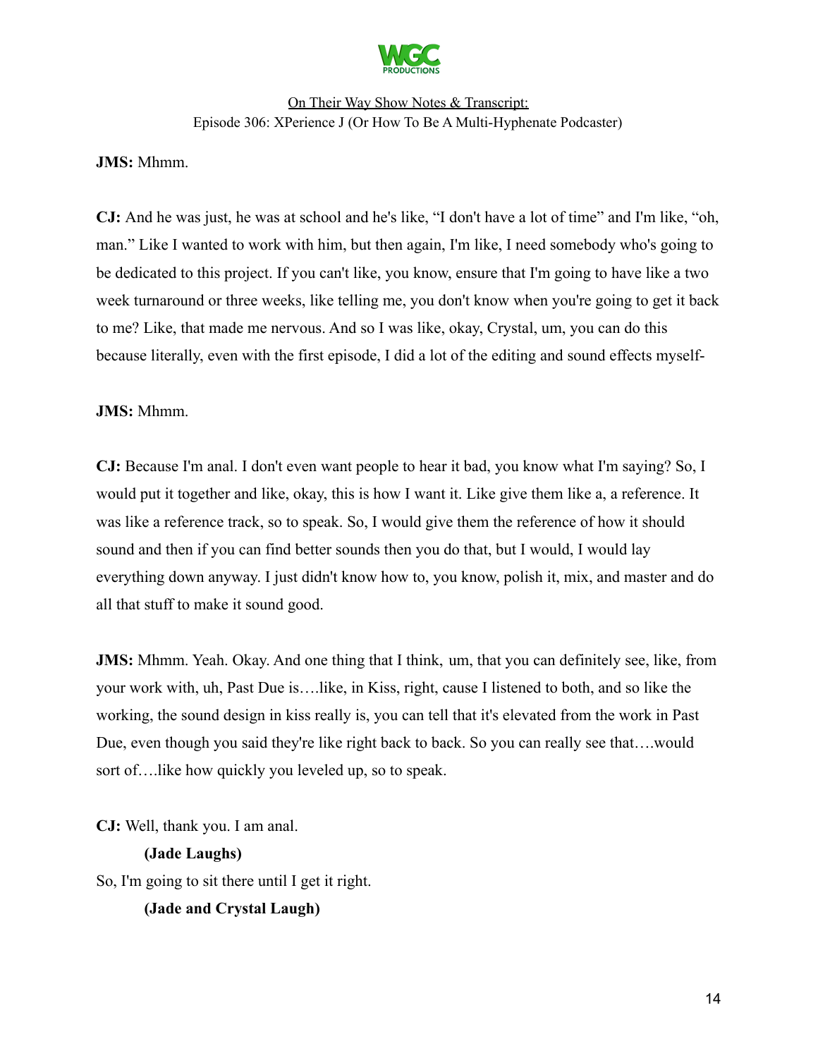**JMS:** Mhmm.

**CJ:** And he was just, he was at school and he's like, "I don't have a lot of time" and I'm like, "oh, man." Like I wanted to work with him, but then again, I'm like, I need somebody who's going to be dedicated to this project. If you can't like, you know, ensure that I'm going to have like a two week turnaround or three weeks, like telling me, you don't know when you're going to get it back to me? Like, that made me nervous. And so I was like, okay, Crystal, um, you can do this because literally, even with the first episode, I did a lot of the editing and sound effects myself-

**JMS:** Mhmm.

**CJ:** Because I'm anal. I don't even want people to hear it bad, you know what I'm saying? So, I would put it together and like, okay, this is how I want it. Like give them like a, a reference. It was like a reference track, so to speak. So, I would give them the reference of how it should sound and then if you can find better sounds then you do that, but I would, I would lay everything down anyway. I just didn't know how to, you know, polish it, mix, and master and do all that stuff to make it sound good.

**JMS:** Mhmm. Yeah. Okay. And one thing that I think, um, that you can definitely see, like, from your work with, uh, Past Due is….like, in Kiss, right, cause I listened to both, and so like the working, the sound design in kiss really is, you can tell that it's elevated from the work in Past Due, even though you said they're like right back to back. So you can really see that….would sort of….like how quickly you leveled up, so to speak.

**CJ:** Well, thank you. I am anal.

**(Jade Laughs)**

So, I'm going to sit there until I get it right.

**(Jade and Crystal Laugh)**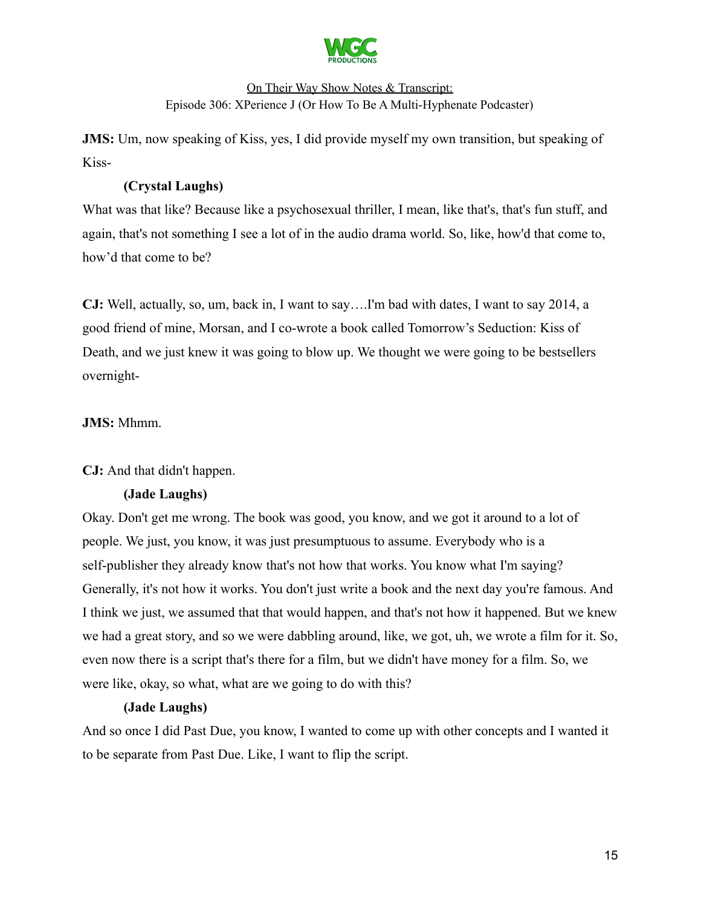**JMS:** Um, now speaking of Kiss, yes, I did provide myself my own transition, but speaking of Kiss-

**(Crystal Laughs)**

What was that like? Because like a psychosexual thriller, I mean, like that's, that's fun stuff, and again, that's not something I see a lot of in the audio drama world. So, like, how'd that come to, how'd that come to be?

**CJ:** Well, actually, so, um, back in, I want to say….I'm bad with dates, I want to say 2014, a good friend of mine, Morsan, and I co-wrote a book called Tomorrow's Seduction: Kiss of Death, and we just knew it was going to blow up. We thought we were going to be bestsellers overnight-

**JMS:** Mhmm.

**CJ:** And that didn't happen.

**(Jade Laughs)**

Okay. Don't get me wrong. The book was good, you know, and we got it around to a lot of people. We just, you know, it was just presumptuous to assume. Everybody who is a self-publisher they already know that's not how that works. You know what I'm saying? Generally, it's not how it works. You don't just write a book and the next day you're famous. And I think we just, we assumed that that would happen, and that's not how it happened. But we knew we had a great story, and so we were dabbling around, like, we got, uh, we wrote a film for it. So, even now there is a script that's there for a film, but we didn't have money for a film. So, we were like, okay, so what, what are we going to do with this?

**(Jade Laughs)**

And so once I did Past Due, you know, I wanted to come up with other concepts and I wanted it to be separate from Past Due. Like, I want to flip the script.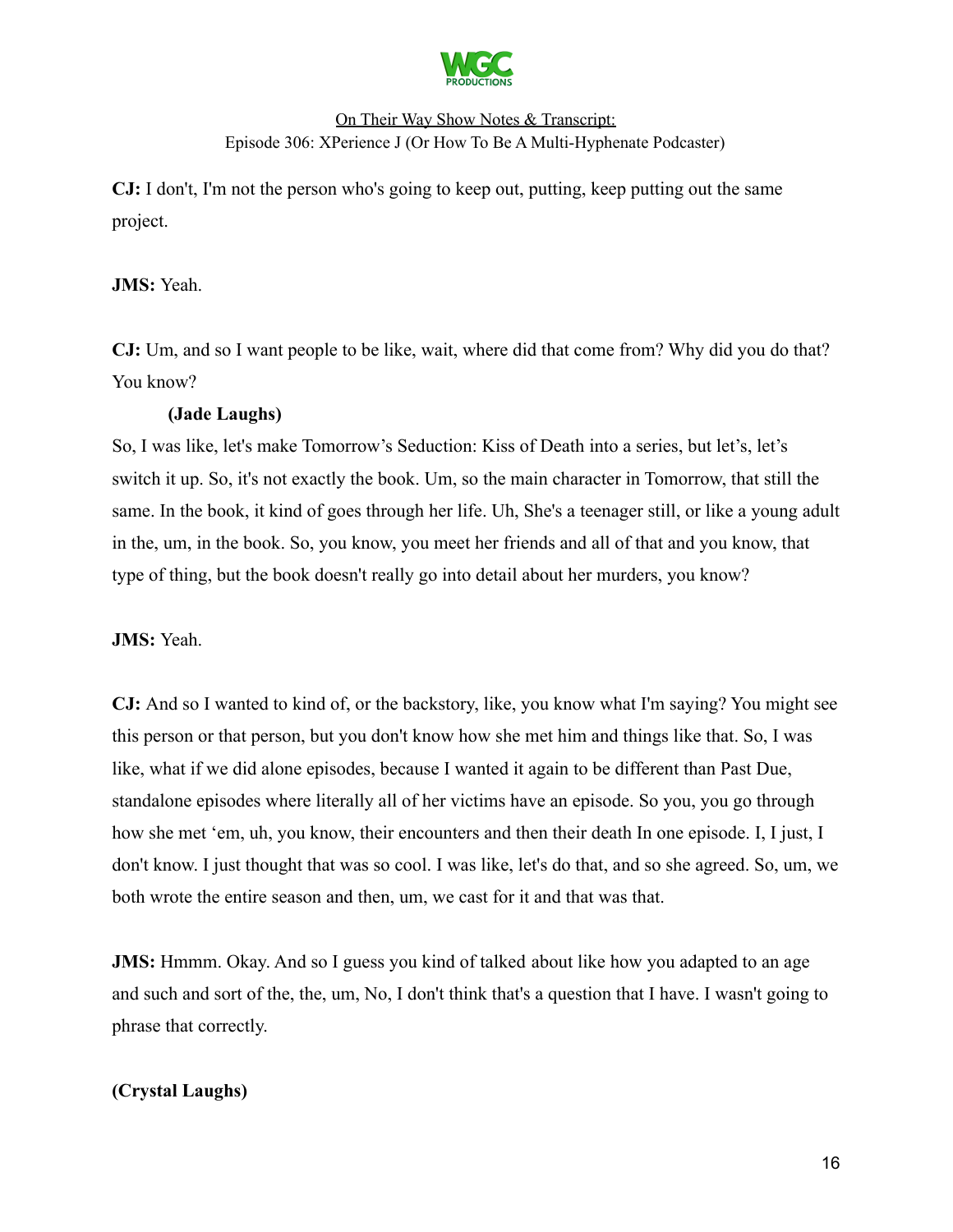**CJ:** I don't, I'm not the person who's going to keep out, putting, keep putting out the same project.

**JMS:** Yeah.

**CJ:** Um, and so I want people to be like, wait, where did that come from? Why did you do that? You know?

**(Jade Laughs)**

So, I was like, let's make Tomorrow's Seduction: Kiss of Death into a series, but let's, let's switch it up. So, it's not exactly the book. Um, so the main character in Tomorrow, that still the same. In the book, it kind of goes through her life. Uh, She's a teenager still, or like a young adult in the, um, in the book. So, you know, you meet her friends and all of that and you know, that type of thing, but the book doesn't really go into detail about her murders, you know?

**JMS:** Yeah.

**CJ:** And so I wanted to kind of, or the backstory, like, you know what I'm saying? You might see this person or that person, but you don't know how she met him and things like that. So, I was like, what if we did alone episodes, because I wanted it again to be different than Past Due, standalone episodes where literally all of her victims have an episode. So you, you go through how she met 'em, uh, you know, their encounters and then their death In one episode. I, I just, I don't know. I just thought that was so cool. I was like, let's do that, and so she agreed. So, um, we both wrote the entire season and then, um, we cast for it and that was that.

**JMS:** Hmmm. Okay. And so I guess you kind of talked about like how you adapted to an age and such and sort of the, the, um, No, I don't think that's a question that I have. I wasn't going to phrase that correctly.

**(Crystal Laughs)**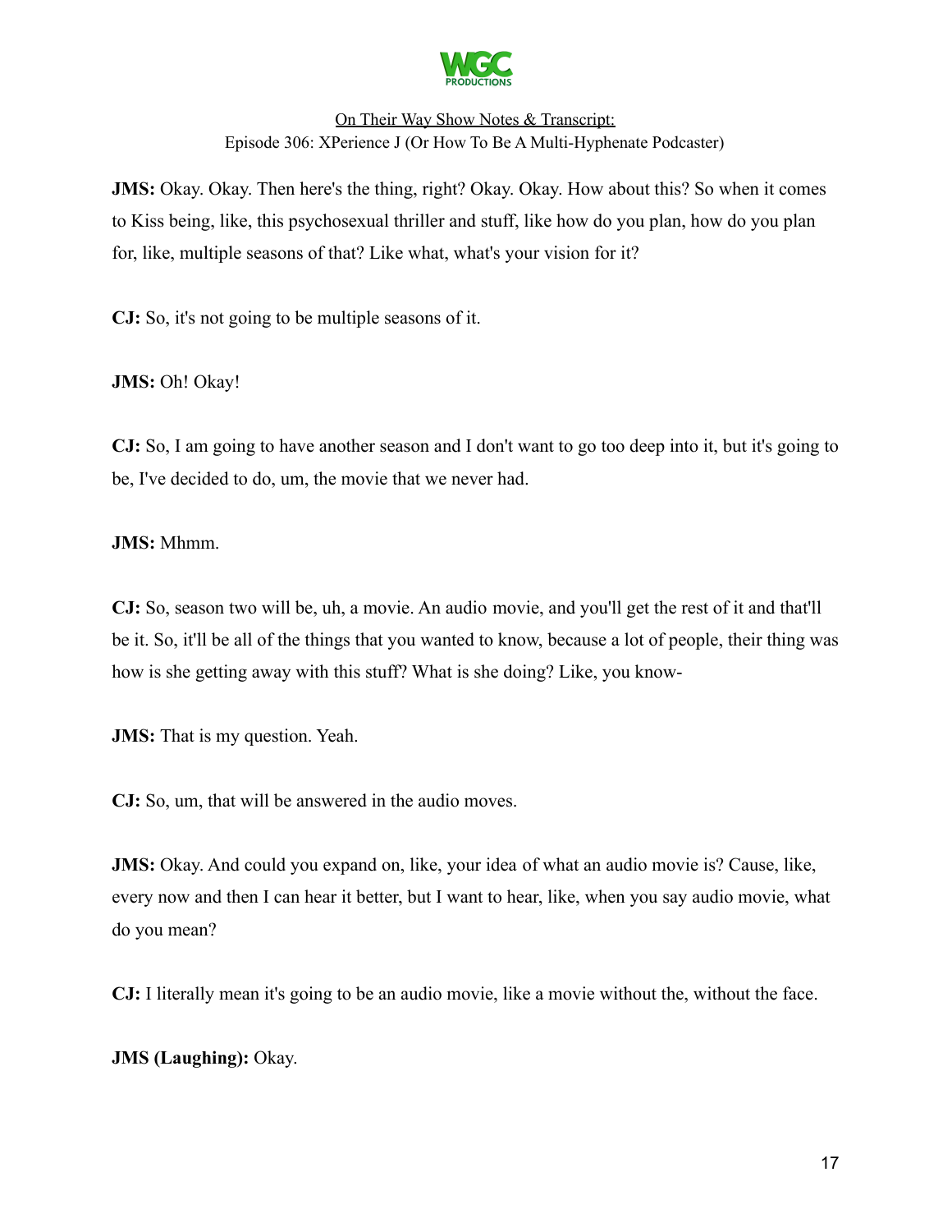**JMS:** Okay. Okay. Then here's the thing, right? Okay. Okay. How about this? So when it comes to Kiss being, like, this psychosexual thriller and stuff, like how do you plan, how do you plan for, like, multiple seasons of that? Like what, what's your vision for it?

**CJ:** So, it's not going to be multiple seasons of it.

**JMS:** Oh! Okay!

**CJ:** So, I am going to have another season and I don't want to go too deep into it, but it's going to be, I've decided to do, um, the movie that we never had.

**JMS:** Mhmm.

**CJ:** So, season two will be, uh, a movie. An audio movie, and you'll get the rest of it and that'll be it. So, it'll be all of the things that you wanted to know, because a lot of people, their thing was how is she getting away with this stuff? What is she doing? Like, you know-

**JMS:** That is my question. Yeah.

**CJ:** So, um, that will be answered in the audio moves.

**JMS:** Okay. And could you expand on, like, your idea of what an audio movie is? Cause, like, every now and then I can hear it better, but I want to hear, like, when you say audio movie, what do you mean?

**CJ:** I literally mean it's going to be an audio movie, like a movie without the, without the face.

**JMS (Laughing):** Okay.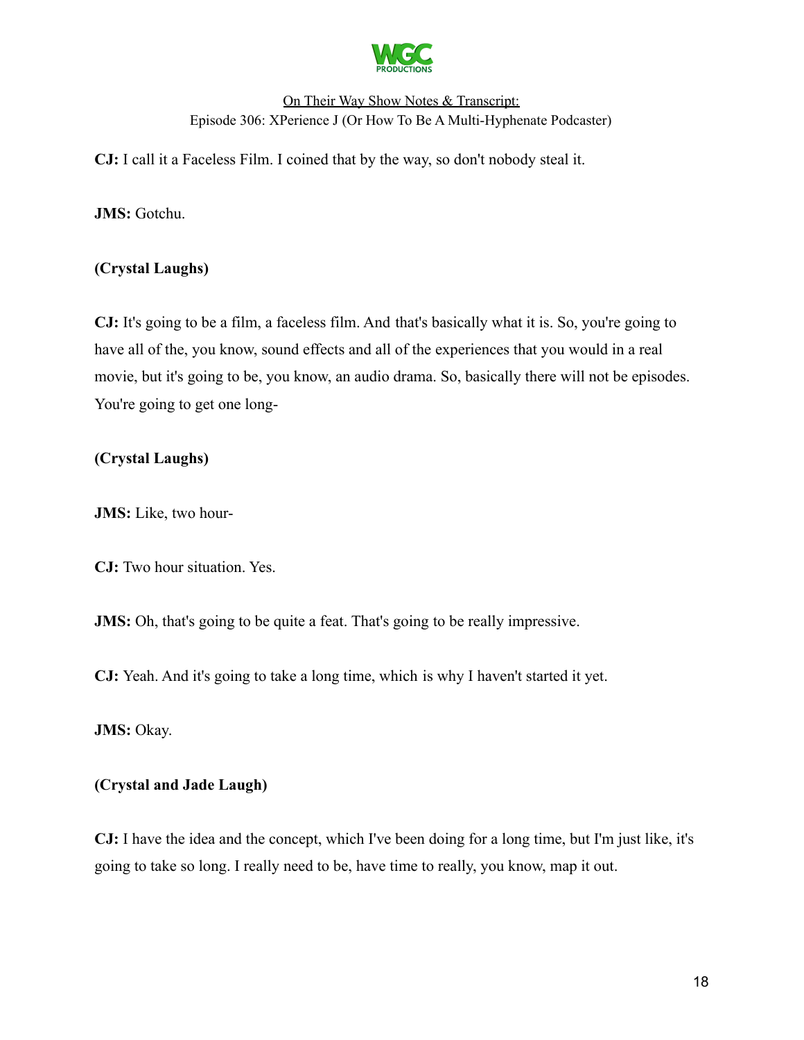**CJ:** I call it a Faceless Film. I coined that by the way, so don't nobody steal it.

**JMS:** Gotchu.

**(Crystal Laughs)**

**CJ:** It's going to be a film, a faceless film. And that's basically what it is. So, you're going to have all of the, you know, sound effects and all of the experiences that you would in a real movie, but it's going to be, you know, an audio drama. So, basically there will not be episodes. You're going to get one long-

**(Crystal Laughs)**

**JMS:** Like, two hour-

**CJ:** Two hour situation. Yes.

**JMS:** Oh, that's going to be quite a feat. That's going to be really impressive.

**CJ:** Yeah. And it's going to take a long time, which is why I haven't started it yet.

**JMS:** Okay.

**(Crystal and Jade Laugh)**

**CJ:** I have the idea and the concept, which I've been doing for a long time, but I'm just like, it's going to take so long. I really need to be, have time to really, you know, map it out.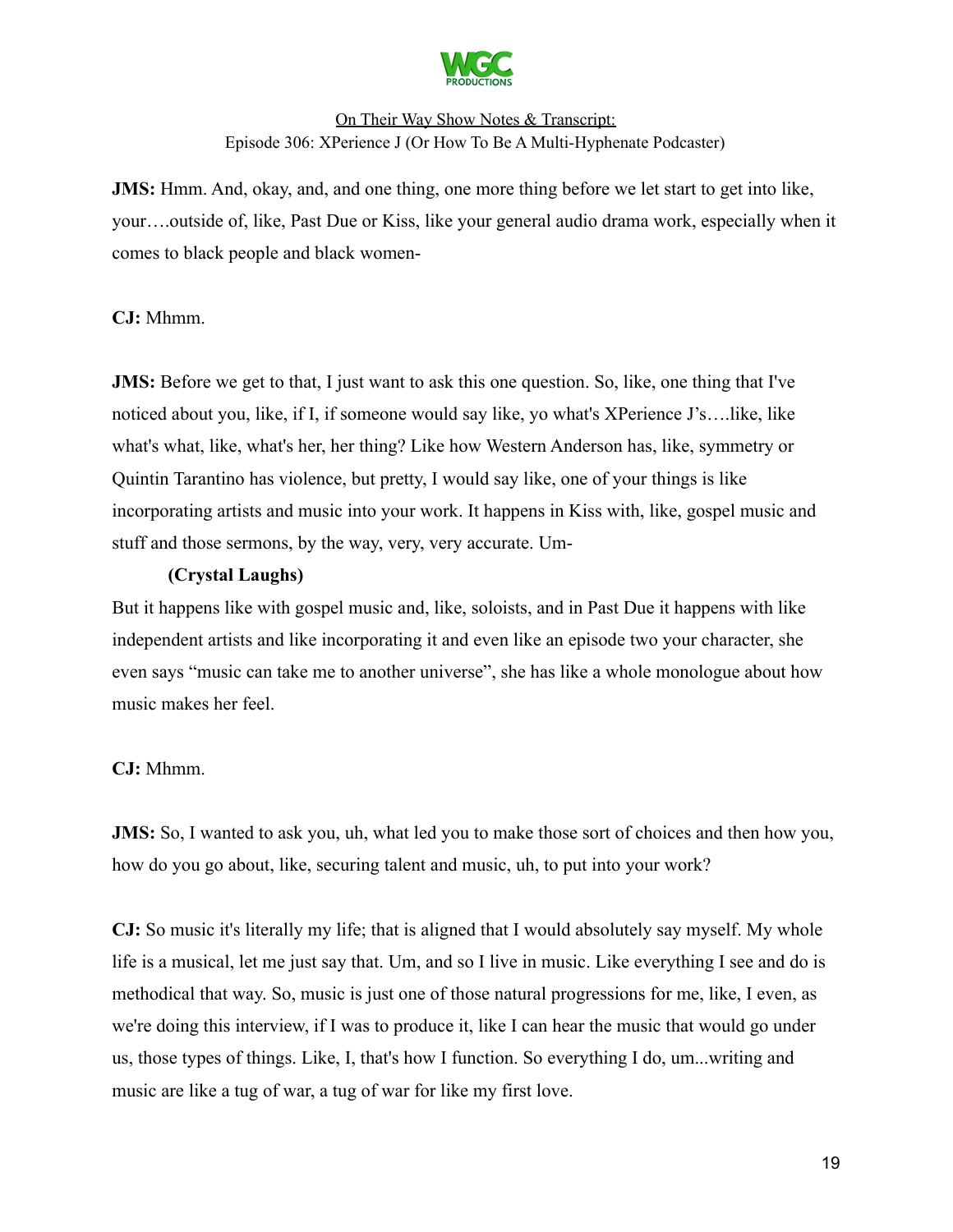**JMS:** Hmm. And, okay, and, and one thing, one more thing before we let start to get into like, your….outside of, like, Past Due or Kiss, like your general audio drama work, especially when it comes to black people and black women-

**CJ:** Mhmm.

**JMS:** Before we get to that, I just want to ask this one question. So, like, one thing that I've noticed about you, like, if I, if someone would say like, yo what's XPerience J's….like, like what's what, like, what's her, her thing? Like how Western Anderson has, like, symmetry or Quintin Tarantino has violence, but pretty, I would say like, one of your things is like incorporating artists and music into your work. It happens in Kiss with, like, gospel music and stuff and those sermons, by the way, very, very accurate. Um-

**(Crystal Laughs)**

But it happens like with gospel music and, like, soloists, and in Past Due it happens with like independent artists and like incorporating it and even like an episode two your character, she even says "music can take me to another universe", she has like a whole monologue about how music makes her feel.

**CJ:** Mhmm.

**JMS:** So, I wanted to ask you, uh, what led you to make those sort of choices and then how you, how do you go about, like, securing talent and music, uh, to put into your work?

**CJ:** So music it's literally my life; that is aligned that I would absolutely say myself. My whole life is a musical, let me just say that. Um, and so I live in music. Like everything I see and do is methodical that way. So, music is just one of those natural progressions for me, like, I even, as we're doing this interview, if I was to produce it, like I can hear the music that would go under us, those types of things. Like, I, that's how I function. So everything I do, um...writing and music are like a tug of war, a tug of war for like my first love.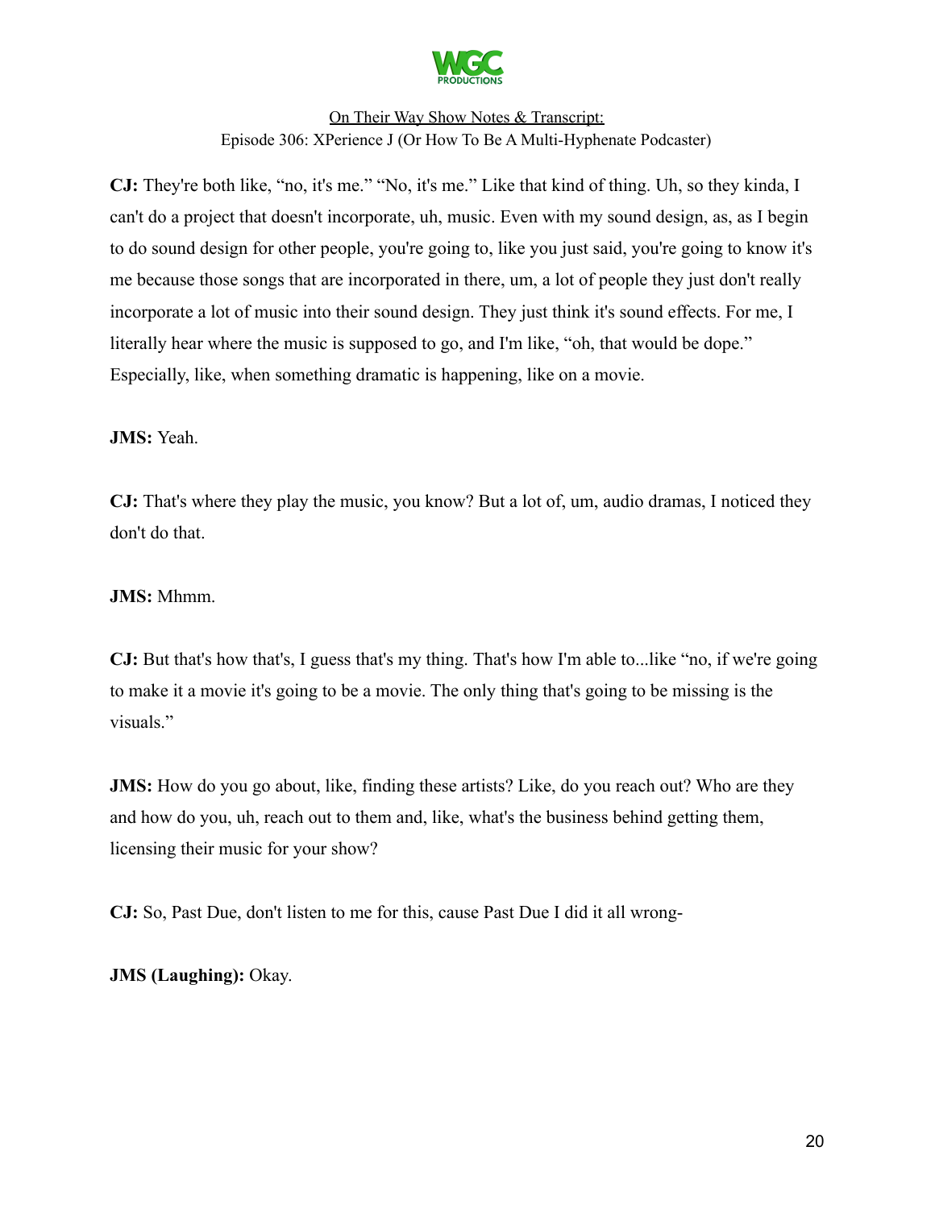**CJ:** They're both like, "no, it's me." "No, it's me." Like that kind of thing. Uh, so they kinda, I can't do a project that doesn't incorporate, uh, music. Even with my sound design, as, as I begin to do sound design for other people, you're going to, like you just said, you're going to know it's me because those songs that are incorporated in there, um, a lot of people they just don't really incorporate a lot of music into their sound design. They just think it's sound effects. For me, I literally hear where the music is supposed to go, and I'm like, "oh, that would be dope." Especially, like, when something dramatic is happening, like on a movie.

**JMS:** Yeah.

**CJ:** That's where they play the music, you know? But a lot of, um, audio dramas, I noticed they don't do that.

**JMS:** Mhmm.

**CJ:** But that's how that's, I guess that's my thing. That's how I'm able to...like "no, if we're going to make it a movie it's going to be a movie. The only thing that's going to be missing is the visuals."

**JMS:** How do you go about, like, finding these artists? Like, do you reach out? Who are they and how do you, uh, reach out to them and, like, what's the business behind getting them, licensing their music for your show?

**CJ:** So, Past Due, don't listen to me for this, cause Past Due I did it all wrong-

**JMS (Laughing):** Okay.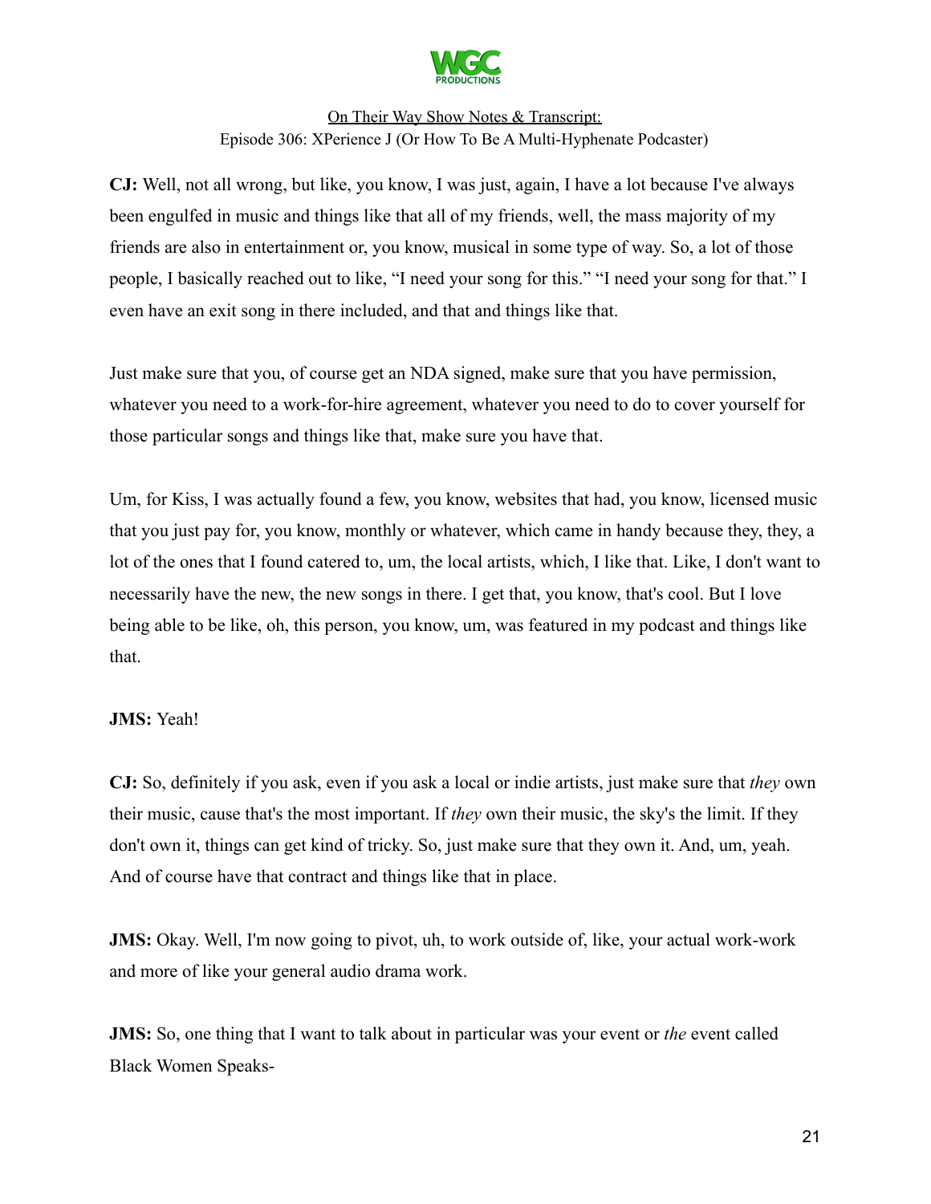**CJ:** Well, not all wrong, but like, you know, I was just, again, I have a lot because I've always been engulfed in music and things like that all of my friends, well, the mass majority of my friends are also in entertainment or, you know, musical in some type of way. So, a lot of those people, I basically reached out to like, "I need your song for this." "I need your song for that." I even have an exit song in there included, and that and things like that.

Just make sure that you, of course get an NDA signed, make sure that you have permission, whatever you need to a work-for-hire agreement, whatever you need to do to cover yourself for those particular songs and things like that, make sure you have that.

Um, for Kiss, I was actually found a few, you know, websites that had, you know, licensed music that you just pay for, you know, monthly or whatever, which came in handy because they, they, a lot of the ones that I found catered to, um, the local artists, which, I like that. Like, I don't want to necessarily have the new, the new songs in there. I get that, you know, that's cool. But I love being able to be like, oh, this person, you know, um, was featured in my podcast and things like that.

**JMS:** Yeah!

**CJ:** So, definitely if you ask, even if you ask a local or indie artists, just make sure that *they* own their music, cause that's the most important. If *they* own their music, the sky's the limit. If they don't own it, things can get kind of tricky. So, just make sure that they own it. And, um, yeah. And of course have that contract and things like that in place.

**JMS:** Okay. Well, I'm now going to pivot, uh, to work outside of, like, your actual work-work and more of like your general audio drama work.

**JMS:** So, one thing that I want to talk about in particular was your event or *the* event called Black Women Speaks-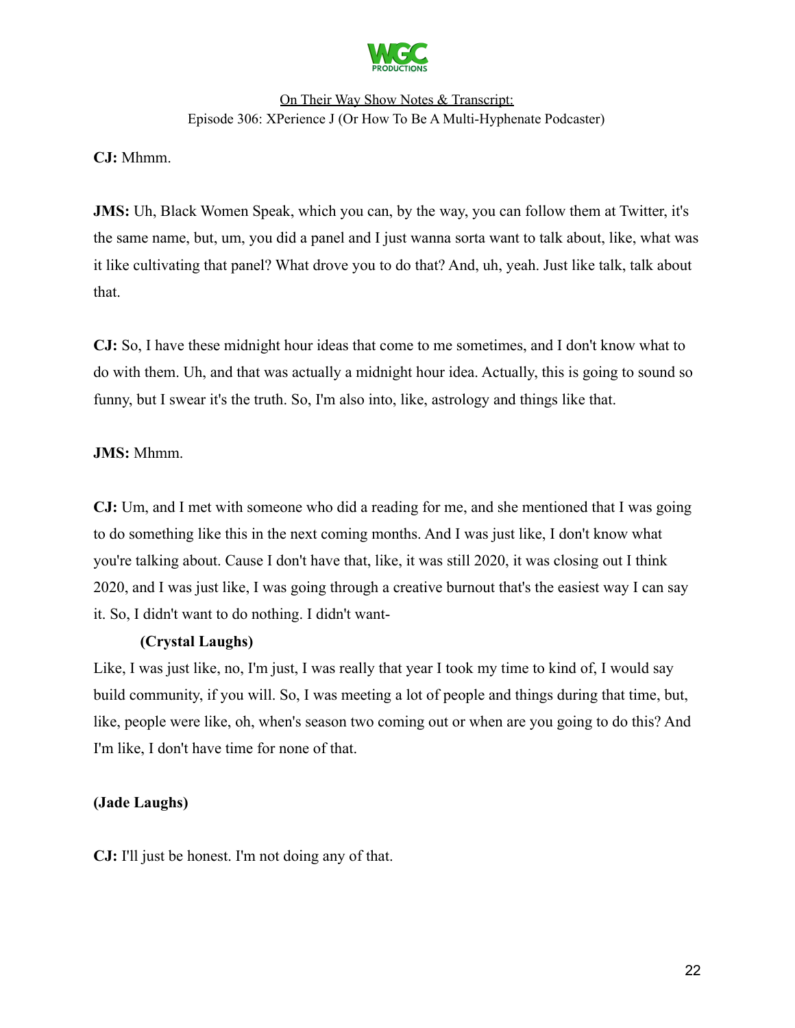**CJ:** Mhmm.

**JMS:** Uh, Black Women Speak, which you can, by the way, you can follow them at Twitter, it's the same name, but, um, you did a panel and I just wanna sorta want to talk about, like, what was it like cultivating that panel? What drove you to do that? And, uh, yeah. Just like talk, talk about that.

**CJ:** So, I have these midnight hour ideas that come to me sometimes, and I don't know what to do with them. Uh, and that was actually a midnight hour idea. Actually, this is going to sound so funny, but I swear it's the truth. So, I'm also into, like, astrology and things like that.

**JMS:** Mhmm.

**CJ:** Um, and I met with someone who did a reading for me, and she mentioned that I was going to do something like this in the next coming months. And I was just like, I don't know what you're talking about. Cause I don't have that, like, it was still 2020, it was closing out I think 2020, and I was just like, I was going through a creative burnout that's the easiest way I can say it. So, I didn't want to do nothing. I didn't want-

**(Crystal Laughs)**

Like, I was just like, no, I'm just, I was really that year I took my time to kind of, I would say build community, if you will. So, I was meeting a lot of people and things during that time, but, like, people were like, oh, when's season two coming out or when are you going to do this? And I'm like, I don't have time for none of that.

**(Jade Laughs)**

**CJ:** I'll just be honest. I'm not doing any of that.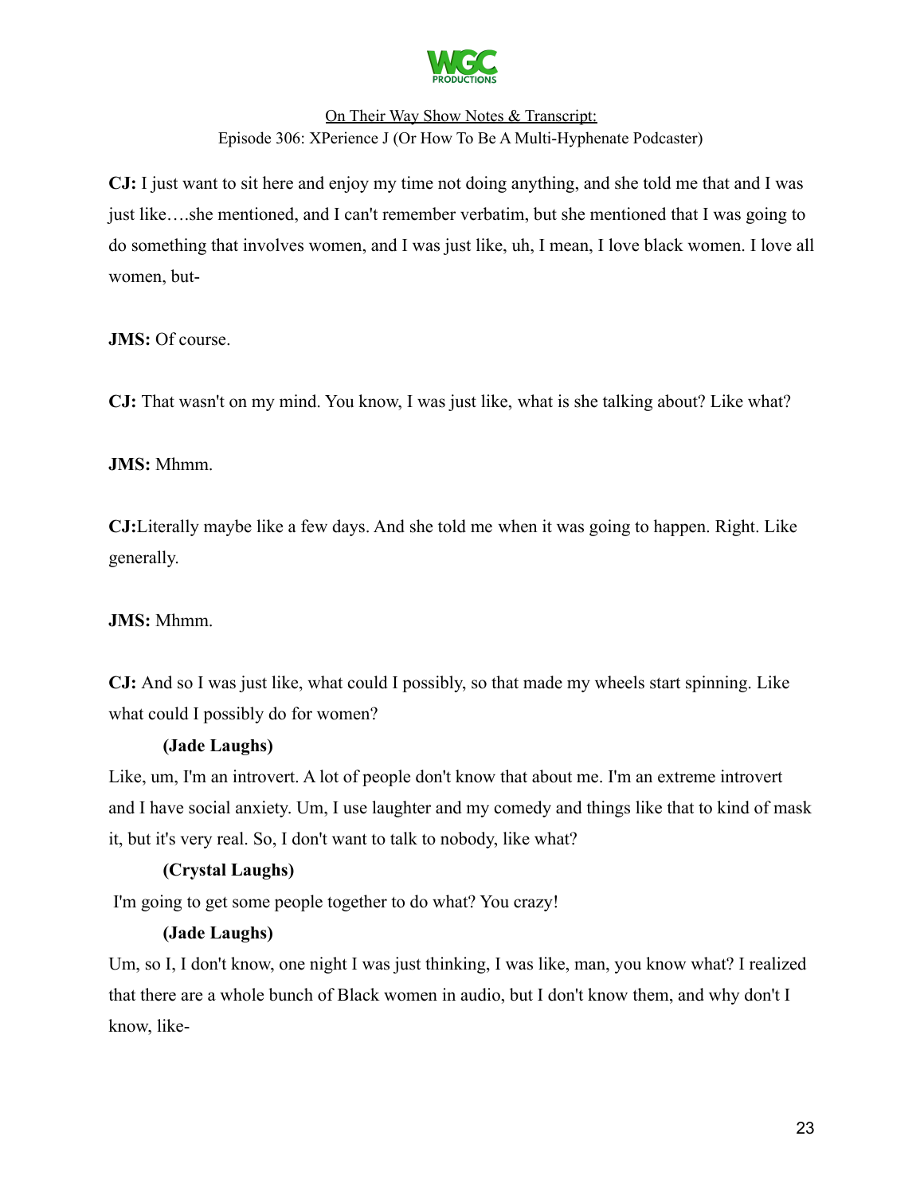**CJ:** I just want to sit here and enjoy my time not doing anything, and she told me that and I was just like….she mentioned, and I can't remember verbatim, but she mentioned that I was going to do something that involves women, and I was just like, uh, I mean, I love black women. I love all women, but-

**JMS:** Of course.

**CJ:** That wasn't on my mind. You know, I was just like, what is she talking about? Like what?

**JMS:** Mhmm.

**CJ:**Literally maybe like a few days. And she told me when it was going to happen. Right. Like generally.

**JMS:** Mhmm.

**CJ:** And so I was just like, what could I possibly, so that made my wheels start spinning. Like what could I possibly do for women?

**(Jade Laughs)**

Like, um, I'm an introvert. A lot of people don't know that about me. I'm an extreme introvert and I have social anxiety. Um, I use laughter and my comedy and things like that to kind of mask it, but it's very real. So, I don't want to talk to nobody, like what?

**(Crystal Laughs)**

I'm going to get some people together to do what? You crazy!

**(Jade Laughs)**

Um, so I, I don't know, one night I was just thinking, I was like, man, you know what? I realized that there are a whole bunch of Black women in audio, but I don't know them, and why don't I know, like-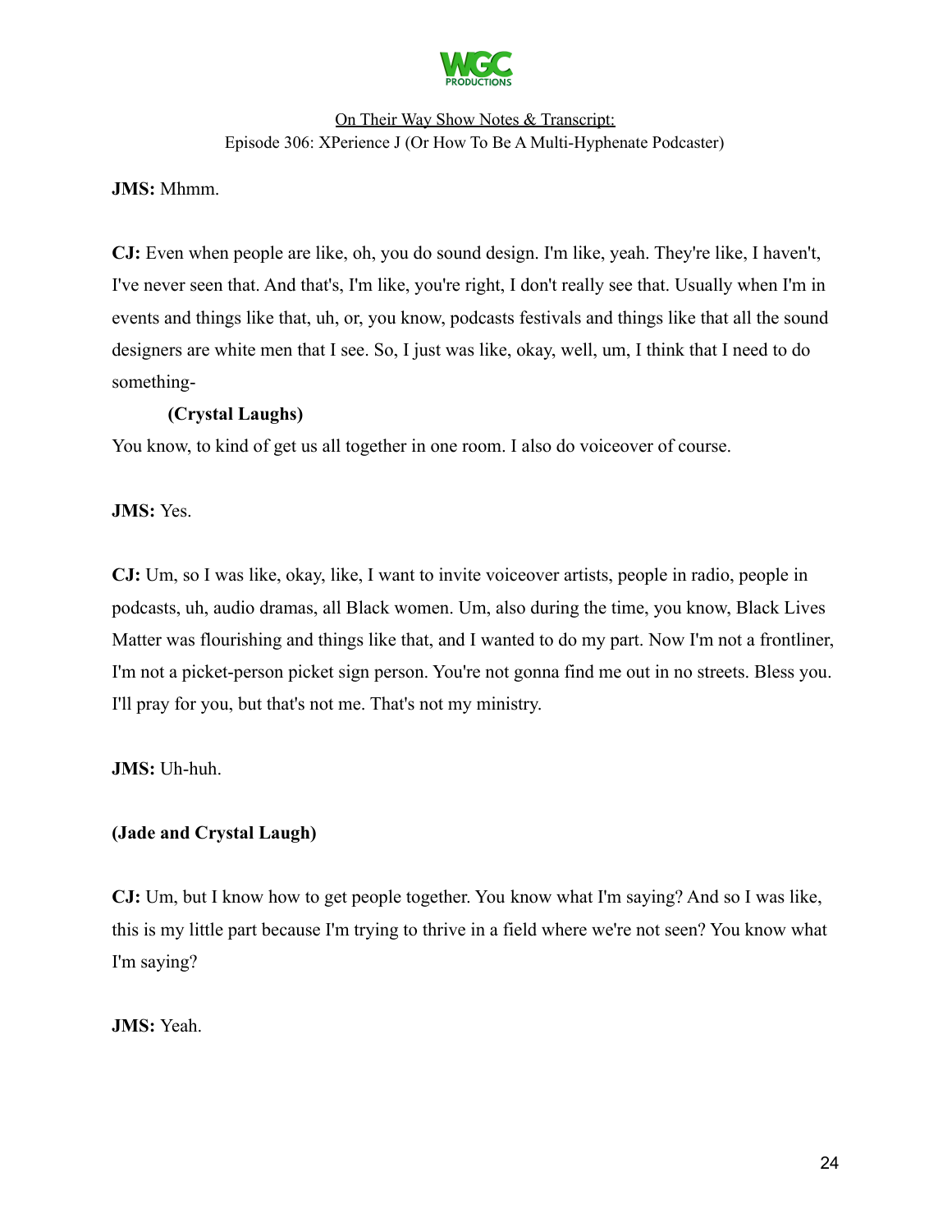**JMS:** Mhmm.

**CJ:** Even when people are like, oh, you do sound design. I'm like, yeah. They're like, I haven't, I've never seen that. And that's, I'm like, you're right, I don't really see that. Usually when I'm in events and things like that, uh, or, you know, podcasts festivals and things like that all the sound designers are white men that I see. So, I just was like, okay, well, um, I think that I need to do something-

**(Crystal Laughs)**

You know, to kind of get us all together in one room. I also do voiceover of course.

**JMS:** Yes.

**CJ:** Um, so I was like, okay, like, I want to invite voiceover artists, people in radio, people in podcasts, uh, audio dramas, all Black women. Um, also during the time, you know, Black Lives Matter was flourishing and things like that, and I wanted to do my part. Now I'm not a frontliner, I'm not a picket-person picket sign person. You're not gonna find me out in no streets. Bless you. I'll pray for you, but that's not me. That's not my ministry.

**JMS:** Uh-huh.

**(Jade and Crystal Laugh)**

**CJ:** Um, but I know how to get people together. You know what I'm saying? And so I was like, this is my little part because I'm trying to thrive in a field where we're not seen? You know what I'm saying?

**JMS:** Yeah.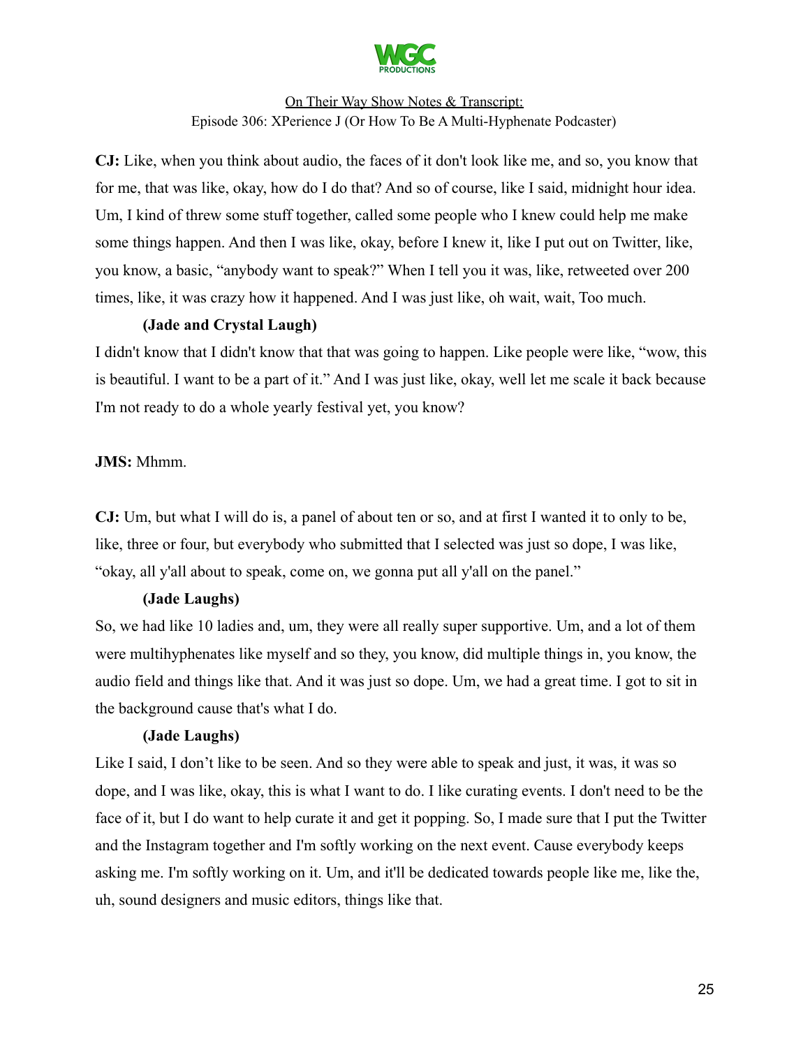**CJ:** Like, when you think about audio, the faces of it don't look like me, and so, you know that for me, that was like, okay, how do I do that? And so of course, like I said, midnight hour idea. Um, I kind of threw some stuff together, called some people who I knew could help me make some things happen. And then I was like, okay, before I knew it, like I put out on Twitter, like, you know, a basic, "anybody want to speak?" When I tell you it was, like, retweeted over 200 times, like, it was crazy how it happened. And I was just like, oh wait, wait, Too much.

**(Jade and Crystal Laugh)**

I didn't know that I didn't know that that was going to happen. Like people were like, "wow, this is beautiful. I want to be a part of it." And I was just like, okay, well let me scale it back because I'm not ready to do a whole yearly festival yet, you know?

**JMS:** Mhmm.

**CJ:** Um, but what I will do is, a panel of about ten or so, and at first I wanted it to only to be, like, three or four, but everybody who submitted that I selected was just so dope, I was like, "okay, all y'all about to speak, come on, we gonna put all y'all on the panel."

**(Jade Laughs)**

So, we had like 10 ladies and, um, they were all really super supportive. Um, and a lot of them were multihyphenates like myself and so they, you know, did multiple things in, you know, the audio field and things like that. And it was just so dope. Um, we had a great time. I got to sit in the background cause that's what I do.

**(Jade Laughs)**

Like I said, I don't like to be seen. And so they were able to speak and just, it was, it was so dope, and I was like, okay, this is what I want to do. I like curating events. I don't need to be the face of it, but I do want to help curate it and get it popping. So, I made sure that I put the Twitter and the Instagram together and I'm softly working on the next event. Cause everybody keeps asking me. I'm softly working on it. Um, and it'll be dedicated towards people like me, like the, uh, sound designers and music editors, things like that.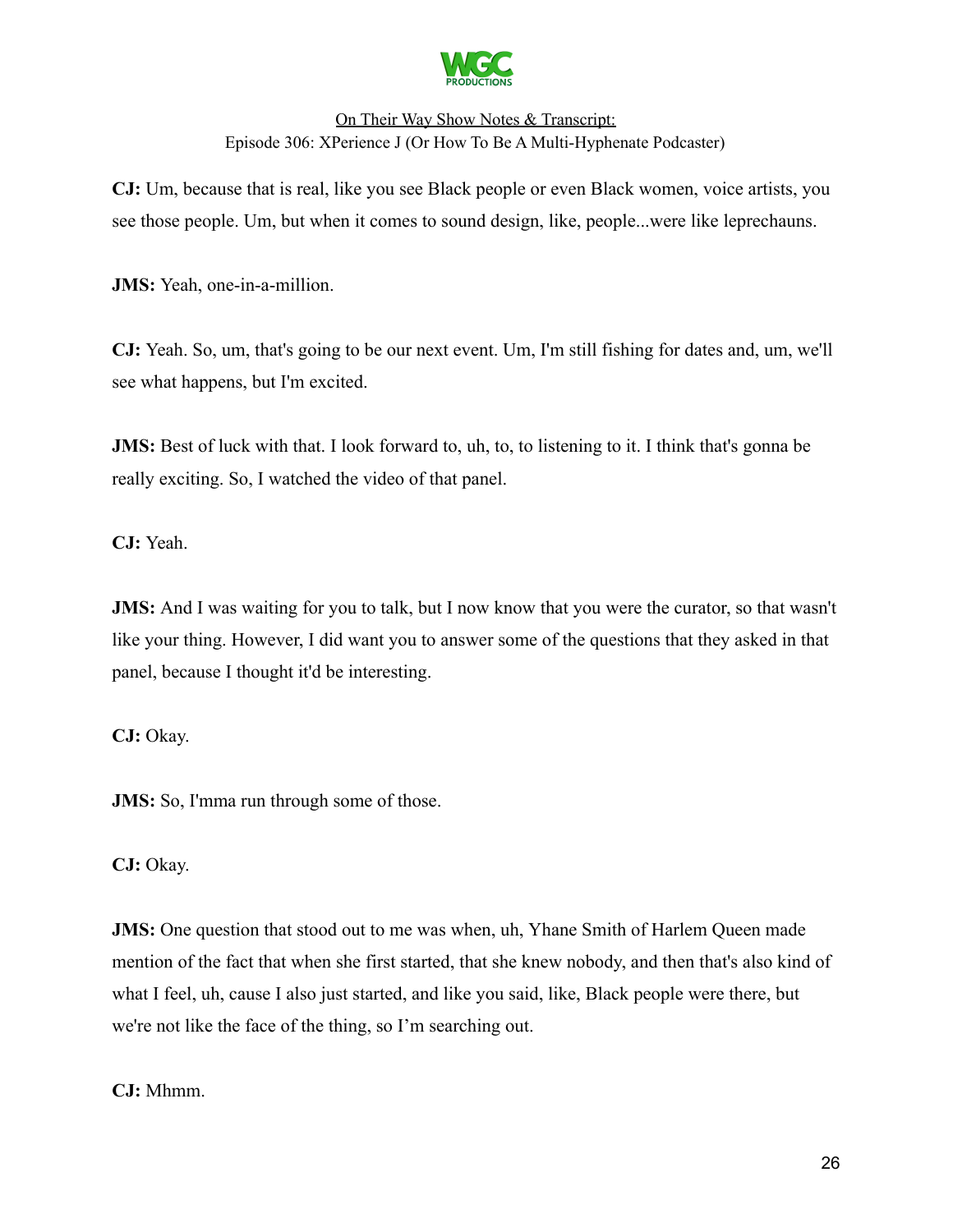**CJ:** Um, because that is real, like you see Black people or even Black women, voice artists, you see those people. Um, but when it comes to sound design, like, people...were like leprechauns.

**JMS:** Yeah, one-in-a-million.

**CJ:** Yeah. So, um, that's going to be our next event. Um, I'm still fishing for dates and, um, we'll see what happens, but I'm excited.

**JMS:** Best of luck with that. I look forward to, uh, to, to listening to it. I think that's gonna be really exciting. So, I watched the video of that panel.

**CJ:** Yeah.

**JMS:** And I was waiting for you to talk, but I now know that you were the curator, so that wasn't like your thing. However, I did want you to answer some of the questions that they asked in that panel, because I thought it'd be interesting.

**CJ:** Okay.

**JMS:** So, I'mma run through some of those.

**CJ:** Okay.

**JMS:** One question that stood out to me was when, uh, Yhane Smith of Harlem Queen made mention of the fact that when she first started, that she knew nobody, and then that's also kind of what I feel, uh, cause I also just started, and like you said, like, Black people were there, but we're not like the face of the thing, so I'm searching out.

**CJ:** Mhmm.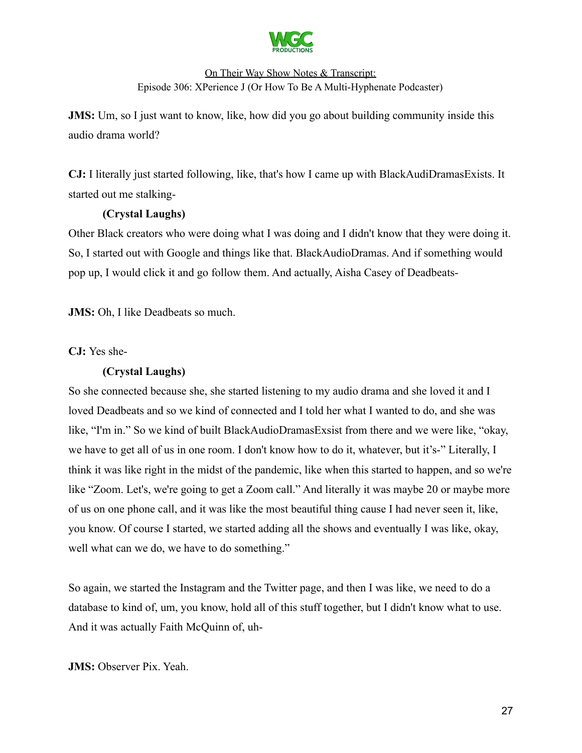**JMS:** Um, so I just want to know, like, how did you go about building community inside this audio drama world?

**CJ:** I literally just started following, like, that's how I came up with BlackAudiDramasExists. It started out me stalking-

**(Crystal Laughs)**

Other Black creators who were doing what I was doing and I didn't know that they were doing it. So, I started out with Google and things like that. BlackAudioDramas. And if something would pop up, I would click it and go follow them. And actually, Aisha Casey of Deadbeats-

**JMS:** Oh, I like Deadbeats so much.

**CJ:** Yes she-

**(Crystal Laughs)**

So she connected because she, she started listening to my audio drama and she loved it and I loved Deadbeats and so we kind of connected and I told her what I wanted to do, and she was like, "I'm in." So we kind of built BlackAudioDramasExsist from there and we were like, "okay, we have to get all of us in one room. I don't know how to do it, whatever, but it's-" Literally, I think it was like right in the midst of the pandemic, like when this started to happen, and so we're like "Zoom. Let's, we're going to get a Zoom call." And literally it was maybe 20 or maybe more of us on one phone call, and it was like the most beautiful thing cause I had never seen it, like, you know. Of course I started, we started adding all the shows and eventually I was like, okay, well what can we do, we have to do something."

So again, we started the Instagram and the Twitter page, and then I was like, we need to do a database to kind of, um, you know, hold all of this stuff together, but I didn't know what to use. And it was actually Faith McQuinn of, uh-

**JMS:** Observer Pix. Yeah.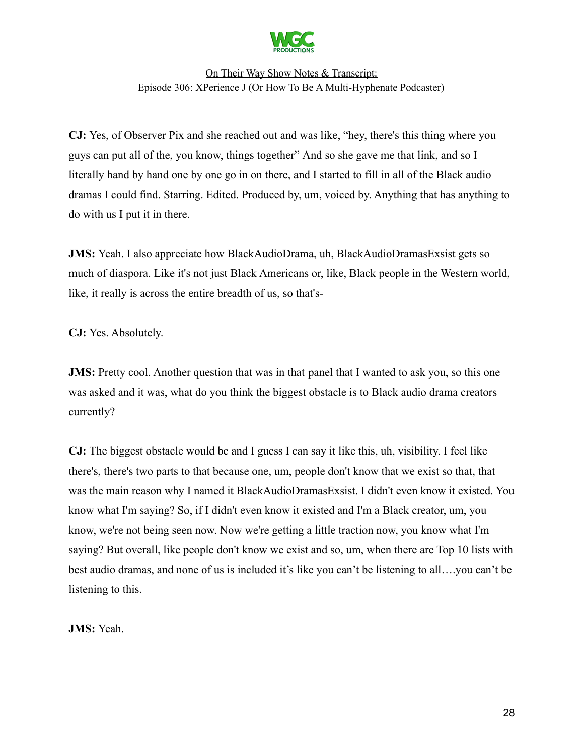**CJ:** Yes, of Observer Pix and she reached out and was like, "hey, there's this thing where you guys can put all of the, you know, things together" And so she gave me that link, and so I literally hand by hand one by one go in on there, and I started to fill in all of the Black audio dramas I could find. Starring. Edited. Produced by, um, voiced by. Anything that has anything to do with us I put it in there.

**JMS:** Yeah. I also appreciate how BlackAudioDrama, uh, BlackAudioDramasExsist gets so much of diaspora. Like it's not just Black Americans or, like, Black people in the Western world, like, it really is across the entire breadth of us, so that's-

**CJ:** Yes. Absolutely.

**JMS:** Pretty cool. Another question that was in that panel that I wanted to ask you, so this one was asked and it was, what do you think the biggest obstacle is to Black audio drama creators currently?

**CJ:** The biggest obstacle would be and I guess I can say it like this, uh, visibility. I feel like there's, there's two parts to that because one, um, people don't know that we exist so that, that was the main reason why I named it BlackAudioDramasExsist. I didn't even know it existed. You know what I'm saying? So, if I didn't even know it existed and I'm a Black creator, um, you know, we're not being seen now. Now we're getting a little traction now, you know what I'm saying? But overall, like people don't know we exist and so, um, when there are Top 10 lists with best audio dramas, and none of us is included it's like you can't be listening to all….you can't be listening to this.

**JMS:** Yeah.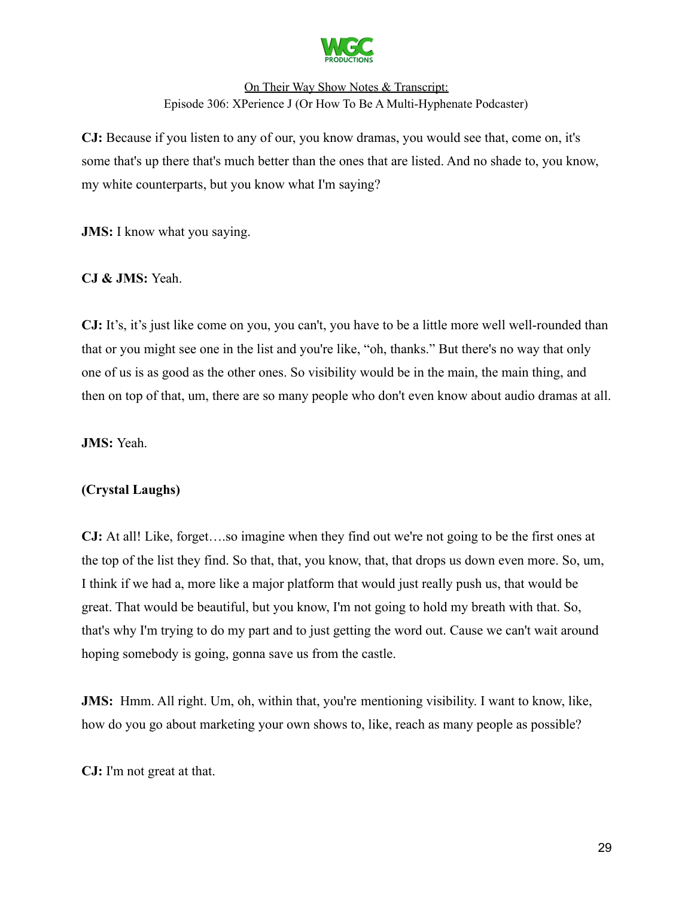**CJ:** Because if you listen to any of our, you know dramas, you would see that, come on, it's some that's up there that's much better than the ones that are listed. And no shade to, you know, my white counterparts, but you know what I'm saying?

**JMS:** I know what you saying.

**CJ & JMS:** Yeah.

**CJ:** It's, it's just like come on you, you can't, you have to be a little more well well-rounded than that or you might see one in the list and you're like, "oh, thanks." But there's no way that only one of us is as good as the other ones. So visibility would be in the main, the main thing, and then on top of that, um, there are so many people who don't even know about audio dramas at all.

**JMS:** Yeah.

**(Crystal Laughs)**

**CJ:** At all! Like, forget….so imagine when they find out we're not going to be the first ones at the top of the list they find. So that, that, you know, that, that drops us down even more. So, um, I think if we had a, more like a major platform that would just really push us, that would be great. That would be beautiful, but you know, I'm not going to hold my breath with that. So, that's why I'm trying to do my part and to just getting the word out. Cause we can't wait around hoping somebody is going, gonna save us from the castle.

**JMS:** Hmm. All right. Um, oh, within that, you're mentioning visibility. I want to know, like, how do you go about marketing your own shows to, like, reach as many people as possible?

**CJ:** I'm not great at that.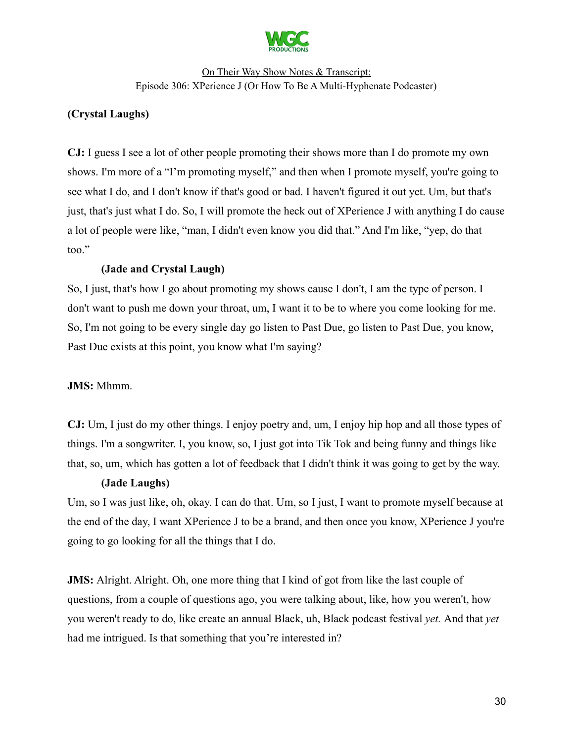**(Crystal Laughs)**

**CJ:** I guess I see a lot of other people promoting their shows more than I do promote my own shows. I'm more of a "I'm promoting myself," and then when I promote myself, you're going to see what I do, and I don't know if that's good or bad. I haven't figured it out yet. Um, but that's just, that's just what I do. So, I will promote the heck out of XPerience J with anything I do cause a lot of people were like, "man, I didn't even know you did that." And I'm like, "yep, do that too."

**(Jade and Crystal Laugh)**

So, I just, that's how I go about promoting my shows cause I don't, I am the type of person. I don't want to push me down your throat, um, I want it to be to where you come looking for me. So, I'm not going to be every single day go listen to Past Due, go listen to Past Due, you know, Past Due exists at this point, you know what I'm saying?

**JMS:** Mhmm.

**CJ:** Um, I just do my other things. I enjoy poetry and, um, I enjoy hip hop and all those types of things. I'm a songwriter. I, you know, so, I just got into Tik Tok and being funny and things like that, so, um, which has gotten a lot of feedback that I didn't think it was going to get by the way.

**(Jade Laughs)**

Um, so I was just like, oh, okay. I can do that. Um, so I just, I want to promote myself because at the end of the day, I want XPerience J to be a brand, and then once you know, XPerience J you're going to go looking for all the things that I do.

**JMS:** Alright. Alright. Oh, one more thing that I kind of got from like the last couple of questions, from a couple of questions ago, you were talking about, like, how you weren't, how you weren't ready to do, like create an annual Black, uh, Black podcast festival *yet.* And that *yet* had me intrigued. Is that something that you're interested in?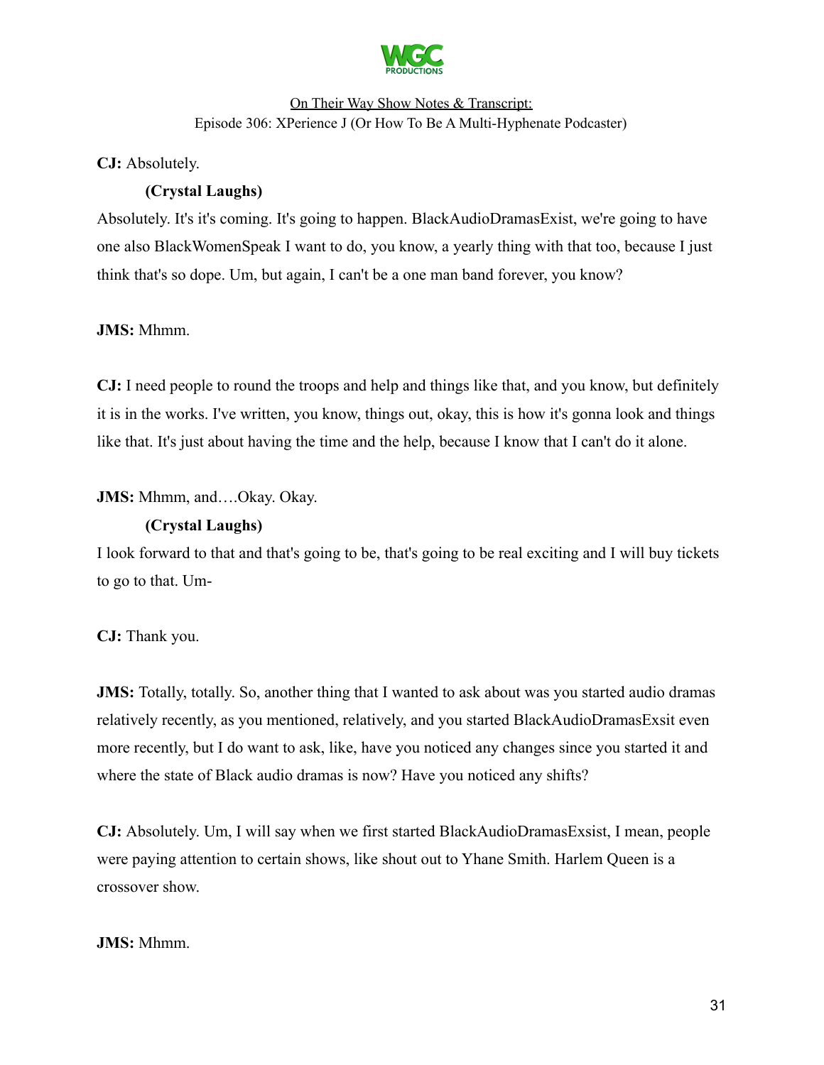**CJ:** Absolutely.

**(Crystal Laughs)**

Absolutely. It's it's coming. It's going to happen. BlackAudioDramasExist, we're going to have one also BlackWomenSpeak I want to do, you know, a yearly thing with that too, because I just think that's so dope. Um, but again, I can't be a one man band forever, you know?

**JMS:** Mhmm.

**CJ:** I need people to round the troops and help and things like that, and you know, but definitely it is in the works. I've written, you know, things out, okay, this is how it's gonna look and things like that. It's just about having the time and the help, because I know that I can't do it alone.

**JMS:** Mhmm, and….Okay. Okay.

**(Crystal Laughs)**

I look forward to that and that's going to be, that's going to be real exciting and I will buy tickets to go to that. Um-

**CJ:** Thank you.

**JMS:** Totally, totally. So, another thing that I wanted to ask about was you started audio dramas relatively recently, as you mentioned, relatively, and you started BlackAudioDramasExsit even more recently, but I do want to ask, like, have you noticed any changes since you started it and where the state of Black audio dramas is now? Have you noticed any shifts?

**CJ:** Absolutely. Um, I will say when we first started BlackAudioDramasExsist, I mean, people were paying attention to certain shows, like shout out to Yhane Smith. Harlem Queen is a crossover show.

**JMS:** Mhmm.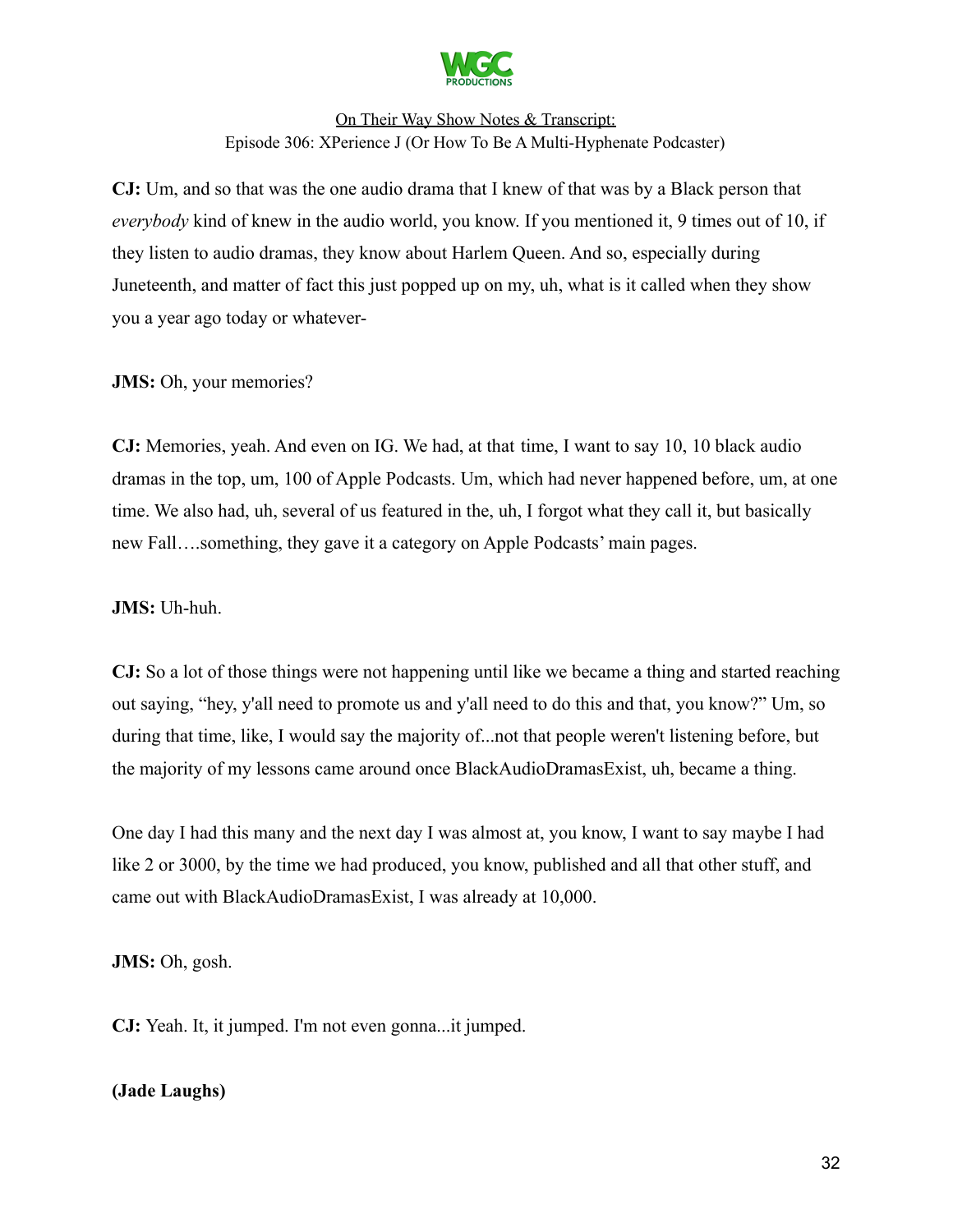**CJ:** Um, and so that was the one audio drama that I knew of that was by a Black person that *everybody* kind of knew in the audio world, you know. If you mentioned it, 9 times out of 10, if they listen to audio dramas, they know about Harlem Queen. And so, especially during Juneteenth, and matter of fact this just popped up on my, uh, what is it called when they show you a year ago today or whatever-

**JMS:** Oh, your memories?

**CJ:** Memories, yeah. And even on IG. We had, at that time, I want to say 10, 10 black audio dramas in the top, um, 100 of Apple Podcasts. Um, which had never happened before, um, at one time. We also had, uh, several of us featured in the, uh, I forgot what they call it, but basically new Fall….something, they gave it a category on Apple Podcasts' main pages.

**JMS:** Uh-huh.

**CJ:** So a lot of those things were not happening until like we became a thing and started reaching out saying, "hey, y'all need to promote us and y'all need to do this and that, you know?" Um, so during that time, like, I would say the majority of...not that people weren't listening before, but the majority of my lessons came around once BlackAudioDramasExist, uh, became a thing.

One day I had this many and the next day I was almost at, you know, I want to say maybe I had like 2 or 3000, by the time we had produced, you know, published and all that other stuff, and came out with BlackAudioDramasExist, I was already at 10,000.

**JMS:** Oh, gosh.

**CJ:** Yeah. It, it jumped. I'm not even gonna...it jumped.

**(Jade Laughs)**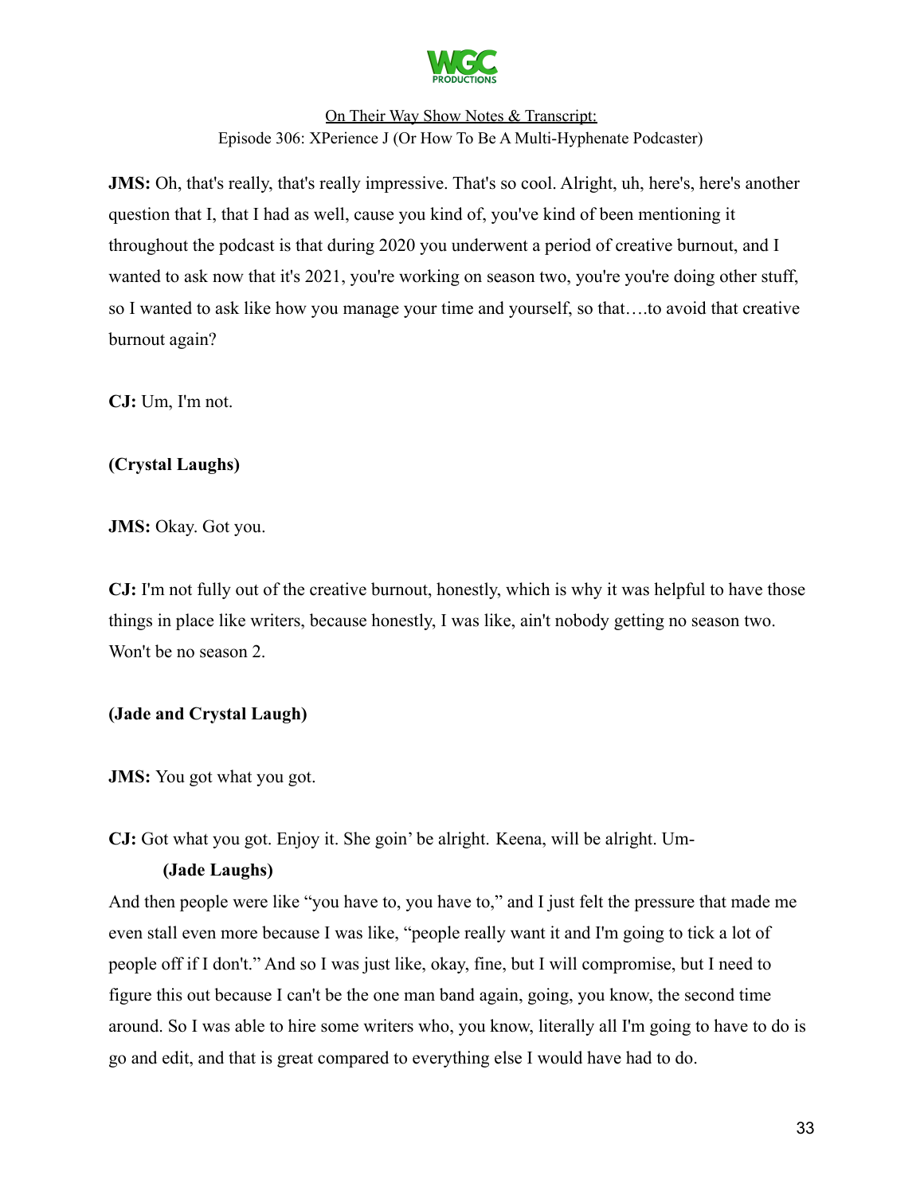**JMS:** Oh, that's really, that's really impressive. That's so cool. Alright, uh, here's, here's another question that I, that I had as well, cause you kind of, you've kind of been mentioning it throughout the podcast is that during 2020 you underwent a period of creative burnout, and I wanted to ask now that it's 2021, you're working on season two, you're you're doing other stuff, so I wanted to ask like how you manage your time and yourself, so that….to avoid that creative burnout again?

**CJ:** Um, I'm not.

**(Crystal Laughs)**

**JMS:** Okay. Got you.

**CJ:** I'm not fully out of the creative burnout, honestly, which is why it was helpful to have those things in place like writers, because honestly, I was like, ain't nobody getting no season two. Won't be no season 2.

**(Jade and Crystal Laugh)**

**JMS:** You got what you got.

**CJ:** Got what you got. Enjoy it. She goin' be alright. Keena, will be alright. Um-

**(Jade Laughs)**

And then people were like "you have to, you have to," and I just felt the pressure that made me even stall even more because I was like, "people really want it and I'm going to tick a lot of people off if I don't." And so I was just like, okay, fine, but I will compromise, but I need to figure this out because I can't be the one man band again, going, you know, the second time around. So I was able to hire some writers who, you know, literally all I'm going to have to do is go and edit, and that is great compared to everything else I would have had to do.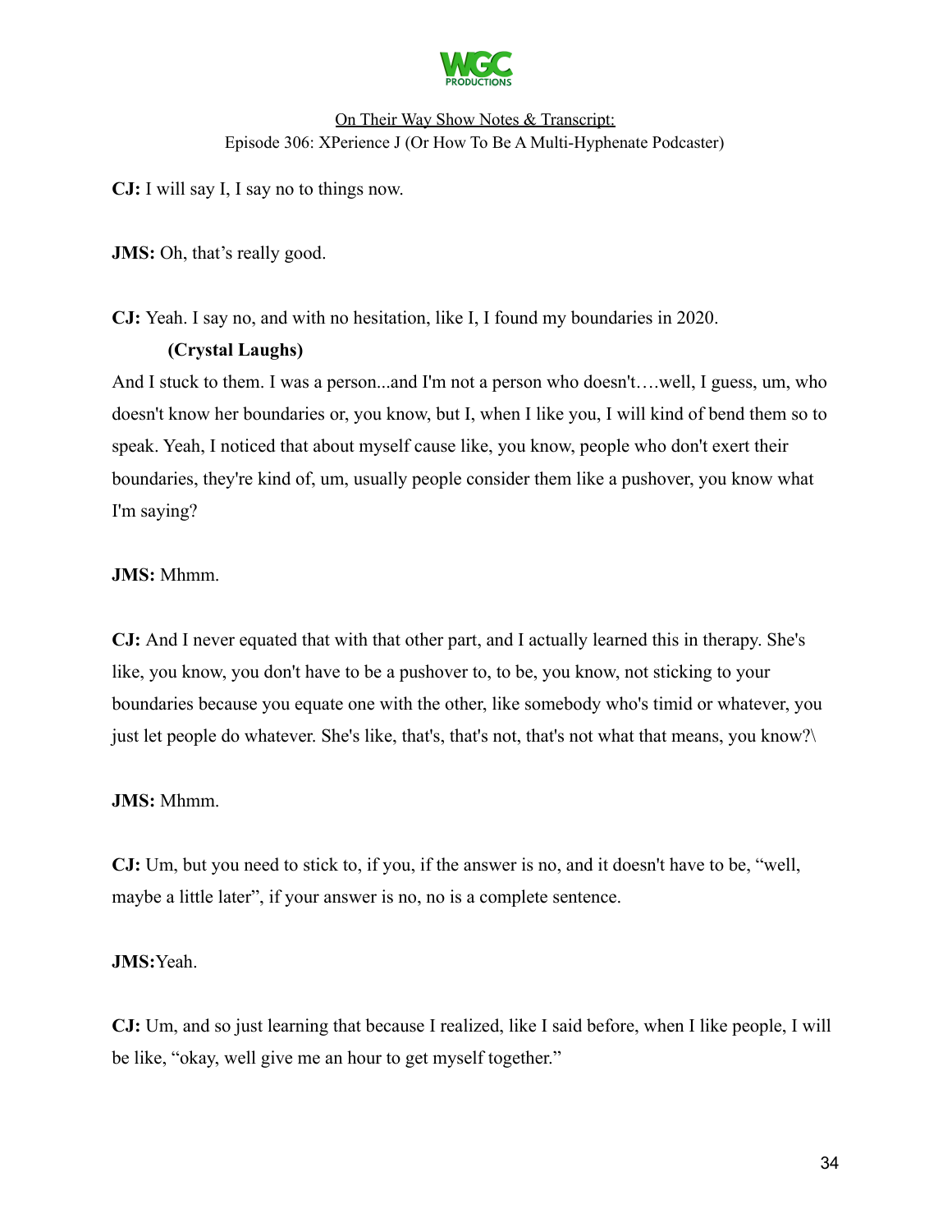**CJ:** I will say I, I say no to things now.

**JMS:** Oh, that's really good.

**CJ:** Yeah. I say no, and with no hesitation, like I, I found my boundaries in 2020.

**(Crystal Laughs)**

And I stuck to them. I was a person...and I'm not a person who doesn't….well, I guess, um, who doesn't know her boundaries or, you know, but I, when I like you, I will kind of bend them so to speak. Yeah, I noticed that about myself cause like, you know, people who don't exert their boundaries, they're kind of, um, usually people consider them like a pushover, you know what I'm saying?

**JMS:** Mhmm.

**CJ:** And I never equated that with that other part, and I actually learned this in therapy. She's like, you know, you don't have to be a pushover to, to be, you know, not sticking to your boundaries because you equate one with the other, like somebody who's timid or whatever, you just let people do whatever. She's like, that's, that's not, that's not what that means, you know?\

**JMS:** Mhmm.

**CJ:** Um, but you need to stick to, if you, if the answer is no, and it doesn't have to be, "well, maybe a little later", if your answer is no, no is a complete sentence.

**JMS:**Yeah.

**CJ:** Um, and so just learning that because I realized, like I said before, when I like people, I will be like, "okay, well give me an hour to get myself together."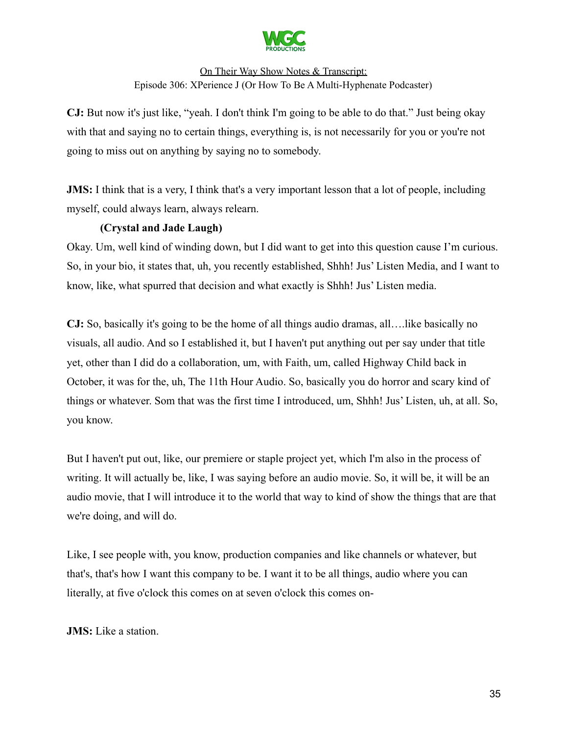**CJ:** But now it's just like, "yeah. I don't think I'm going to be able to do that." Just being okay with that and saying no to certain things, everything is, is not necessarily for you or you're not going to miss out on anything by saying no to somebody.

**JMS:** I think that is a very, I think that's a very important lesson that a lot of people, including myself, could always learn, always relearn.

**(Crystal and Jade Laugh)**

Okay. Um, well kind of winding down, but I did want to get into this question cause I'm curious. So, in your bio, it states that, uh, you recently established, Shhh! Jus' Listen Media, and I want to know, like, what spurred that decision and what exactly is Shhh! Jus' Listen media.

**CJ:** So, basically it's going to be the home of all things audio dramas, all….like basically no visuals, all audio. And so I established it, but I haven't put anything out per say under that title yet, other than I did do a collaboration, um, with Faith, um, called Highway Child back in October, it was for the, uh, The 11th Hour Audio. So, basically you do horror and scary kind of things or whatever. Som that was the first time I introduced, um, Shhh! Jus' Listen, uh, at all. So, you know.

But I haven't put out, like, our premiere or staple project yet, which I'm also in the process of writing. It will actually be, like, I was saying before an audio movie. So, it will be, it will be an audio movie, that I will introduce it to the world that way to kind of show the things that are that we're doing, and will do.

Like, I see people with, you know, production companies and like channels or whatever, but that's, that's how I want this company to be. I want it to be all things, audio where you can literally, at five o'clock this comes on at seven o'clock this comes on-

**JMS:** Like a station.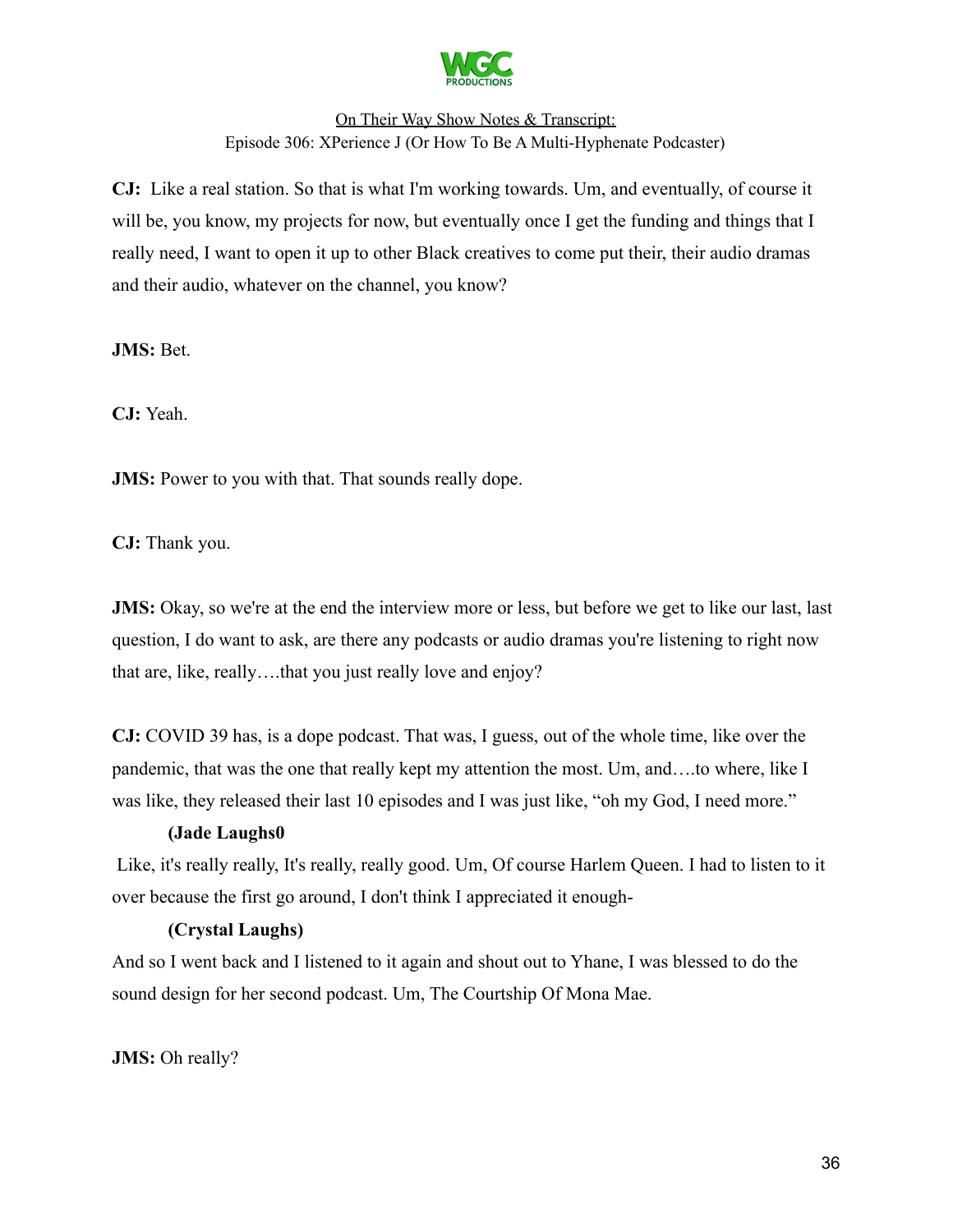**CJ:** Like a real station. So that is what I'm working towards. Um, and eventually, of course it will be, you know, my projects for now, but eventually once I get the funding and things that I really need, I want to open it up to other Black creatives to come put their, their audio dramas and their audio, whatever on the channel, you know?

**JMS:** Bet.

**CJ:** Yeah.

**JMS:** Power to you with that. That sounds really dope.

**CJ:** Thank you.

**JMS:** Okay, so we're at the end the interview more or less, but before we get to like our last, last question, I do want to ask, are there any podcasts or audio dramas you're listening to right now that are, like, really….that you just really love and enjoy?

**CJ:** COVID 39 has, is a dope podcast. That was, I guess, out of the whole time, like over the pandemic, that was the one that really kept my attention the most. Um, and….to where, like I was like, they released their last 10 episodes and I was just like, "oh my God, I need more."

**(Jade Laughs0**

Like, it's really really, It's really, really good. Um, Of course Harlem Queen. I had to listen to it over because the first go around, I don't think I appreciated it enough-

**(Crystal Laughs)**

And so I went back and I listened to it again and shout out to Yhane, I was blessed to do the sound design for her second podcast. Um, The Courtship Of Mona Mae.

**JMS:** Oh really?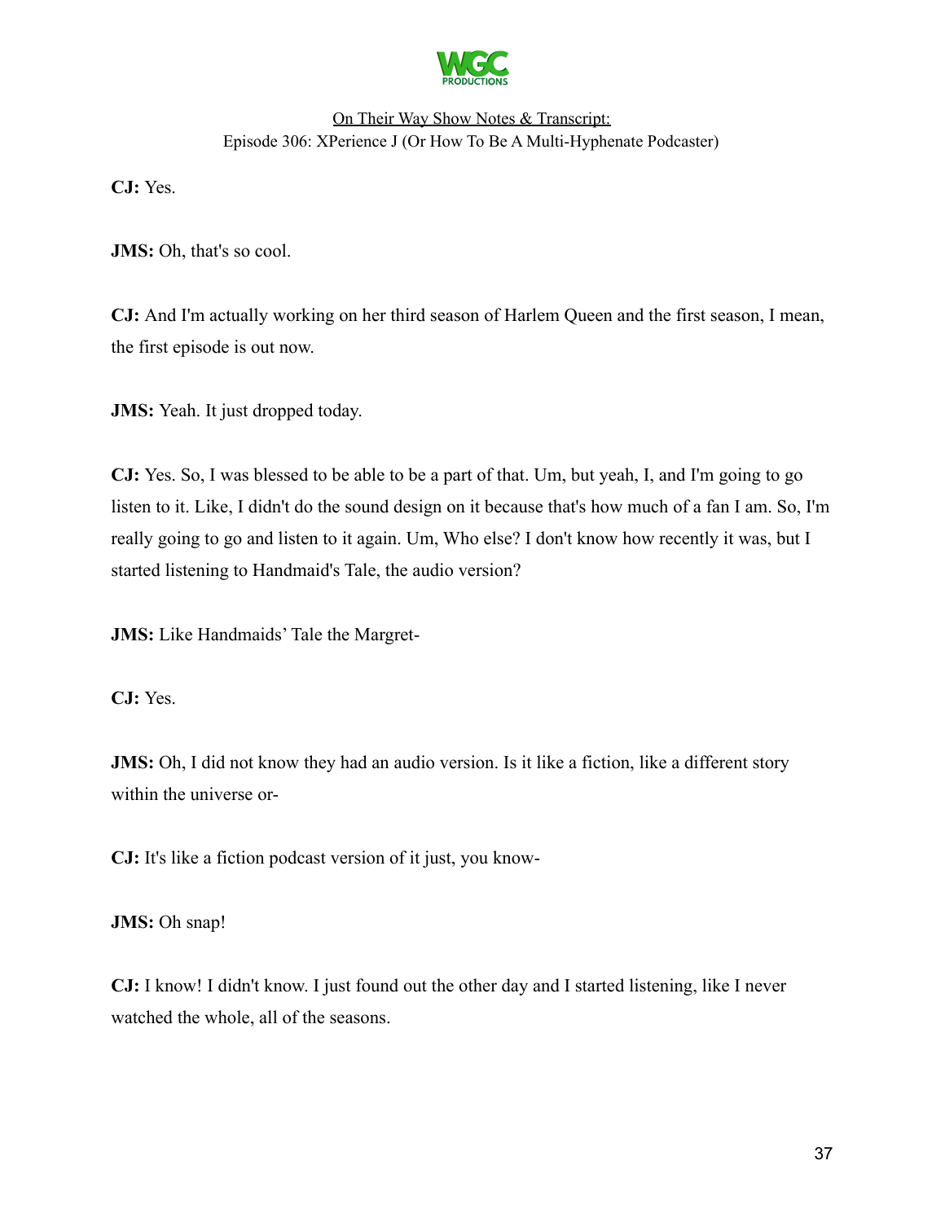**CJ:** Yes.

**JMS:** Oh, that's so cool.

**CJ:** And I'm actually working on her third season of Harlem Queen and the first season, I mean, the first episode is out now.

**JMS:** Yeah. It just dropped today.

**CJ:** Yes. So, I was blessed to be able to be a part of that. Um, but yeah, I, and I'm going to go listen to it. Like, I didn't do the sound design on it because that's how much of a fan I am. So, I'm really going to go and listen to it again. Um, Who else? I don't know how recently it was, but I started listening to Handmaid's Tale, the audio version?

**JMS:** Like Handmaids' Tale the Margret-

**CJ:** Yes.

**JMS:** Oh, I did not know they had an audio version. Is it like a fiction, like a different story within the universe or-

**CJ:** It's like a fiction podcast version of it just, you know-

**JMS:** Oh snap!

**CJ:** I know! I didn't know. I just found out the other day and I started listening, like I never watched the whole, all of the seasons.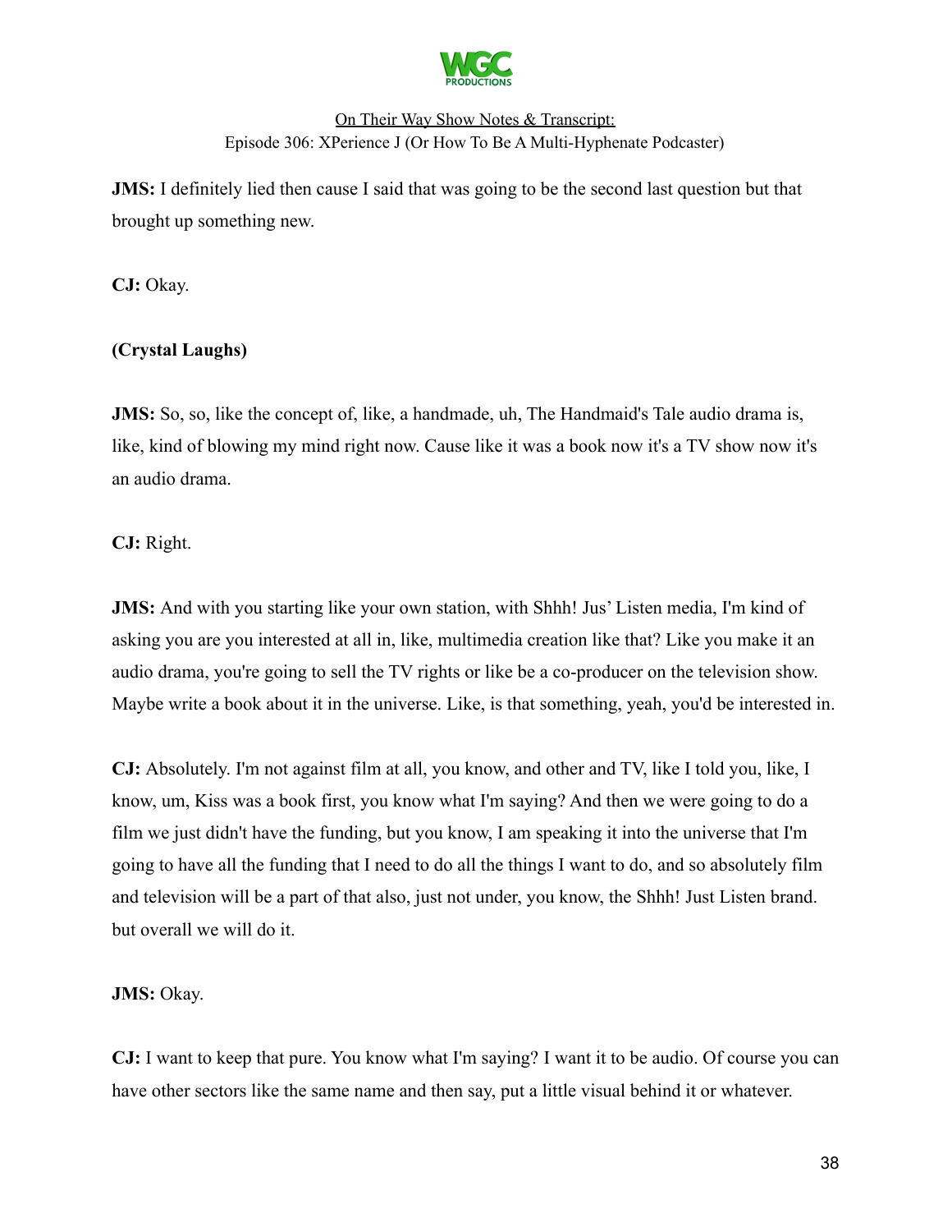**JMS:** I definitely lied then cause I said that was going to be the second last question but that brought up something new.

**CJ:** Okay.

**(Crystal Laughs)**

**JMS:** So, so, like the concept of, like, a handmade, uh, The Handmaid's Tale audio drama is, like, kind of blowing my mind right now. Cause like it was a book now it's a TV show now it's an audio drama.

**CJ:** Right.

**JMS:** And with you starting like your own station, with Shhh! Jus' Listen media, I'm kind of asking you are you interested at all in, like, multimedia creation like that? Like you make it an audio drama, you're going to sell the TV rights or like be a co-producer on the television show. Maybe write a book about it in the universe. Like, is that something, yeah, you'd be interested in.

**CJ:** Absolutely. I'm not against film at all, you know, and other and TV, like I told you, like, I know, um, Kiss was a book first, you know what I'm saying? And then we were going to do a film we just didn't have the funding, but you know, I am speaking it into the universe that I'm going to have all the funding that I need to do all the things I want to do, and so absolutely film and television will be a part of that also, just not under, you know, the Shhh! Just Listen brand. but overall we will do it.

**JMS:** Okay.

**CJ:** I want to keep that pure. You know what I'm saying? I want it to be audio. Of course you can have other sectors like the same name and then say, put a little visual behind it or whatever.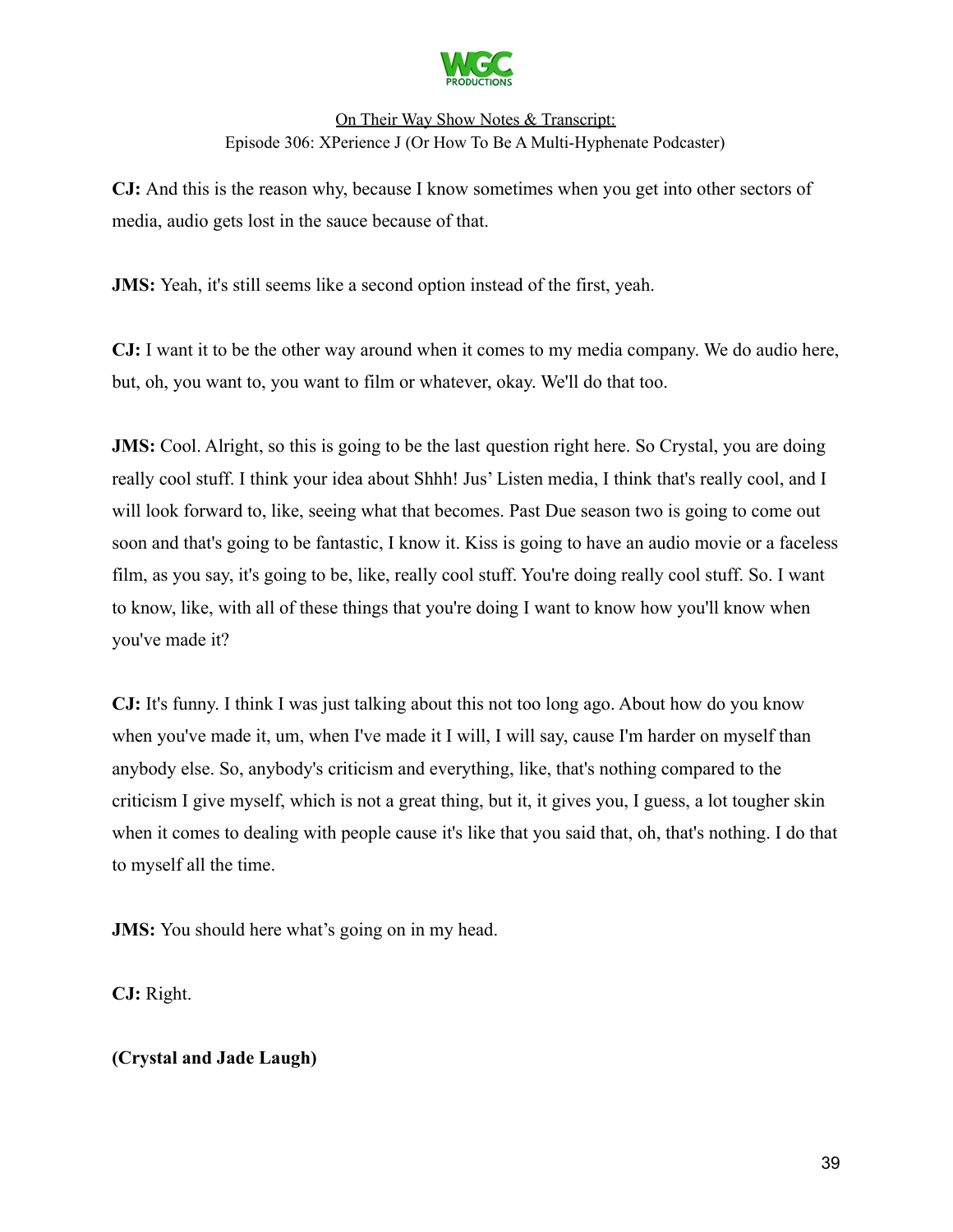**CJ:** And this is the reason why, because I know sometimes when you get into other sectors of media, audio gets lost in the sauce because of that.

**JMS:** Yeah, it's still seems like a second option instead of the first, yeah.

**CJ:** I want it to be the other way around when it comes to my media company. We do audio here, but, oh, you want to, you want to film or whatever, okay. We'll do that too.

**JMS:** Cool. Alright, so this is going to be the last question right here. So Crystal, you are doing really cool stuff. I think your idea about Shhh! Jus' Listen media, I think that's really cool, and I will look forward to, like, seeing what that becomes. Past Due season two is going to come out soon and that's going to be fantastic, I know it. Kiss is going to have an audio movie or a faceless film, as you say, it's going to be, like, really cool stuff. You're doing really cool stuff. So. I want to know, like, with all of these things that you're doing I want to know how you'll know when you've made it?

**CJ:** It's funny. I think I was just talking about this not too long ago. About how do you know when you've made it, um, when I've made it I will, I will say, cause I'm harder on myself than anybody else. So, anybody's criticism and everything, like, that's nothing compared to the criticism I give myself, which is not a great thing, but it, it gives you, I guess, a lot tougher skin when it comes to dealing with people cause it's like that you said that, oh, that's nothing. I do that to myself all the time.

**JMS:** You should here what's going on in my head.

**CJ:** Right.

**(Crystal and Jade Laugh)**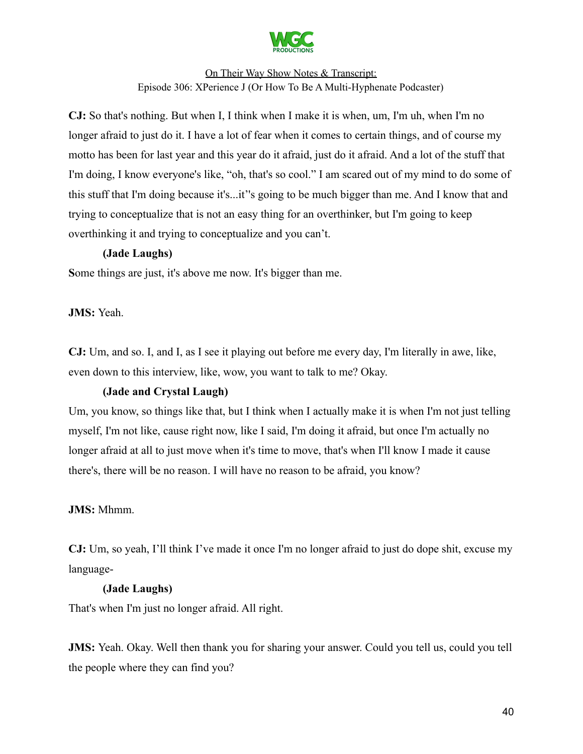**CJ:** So that's nothing. But when I, I think when I make it is when, um, I'm uh, when I'm no longer afraid to just do it. I have a lot of fear when it comes to certain things, and of course my motto has been for last year and this year do it afraid, just do it afraid. And a lot of the stuff that I'm doing, I know everyone's like, "oh, that's so cool." I am scared out of my mind to do some of this stuff that I'm doing because it's...it''s going to be much bigger than me. And I know that and trying to conceptualize that is not an easy thing for an overthinker, but I'm going to keep overthinking it and trying to conceptualize and you can't.

**(Jade Laughs)**

**S**ome things are just, it's above me now. It's bigger than me.

**JMS:** Yeah.

**CJ:** Um, and so. I, and I, as I see it playing out before me every day, I'm literally in awe, like, even down to this interview, like, wow, you want to talk to me? Okay.

**(Jade and Crystal Laugh)**

Um, you know, so things like that, but I think when I actually make it is when I'm not just telling myself, I'm not like, cause right now, like I said, I'm doing it afraid, but once I'm actually no longer afraid at all to just move when it's time to move, that's when I'll know I made it cause there's, there will be no reason. I will have no reason to be afraid, you know?

**JMS:** Mhmm.

**CJ:** Um, so yeah, I'll think I've made it once I'm no longer afraid to just do dope shit, excuse my language-

**(Jade Laughs)**

That's when I'm just no longer afraid. All right.

**JMS:** Yeah. Okay. Well then thank you for sharing your answer. Could you tell us, could you tell the people where they can find you?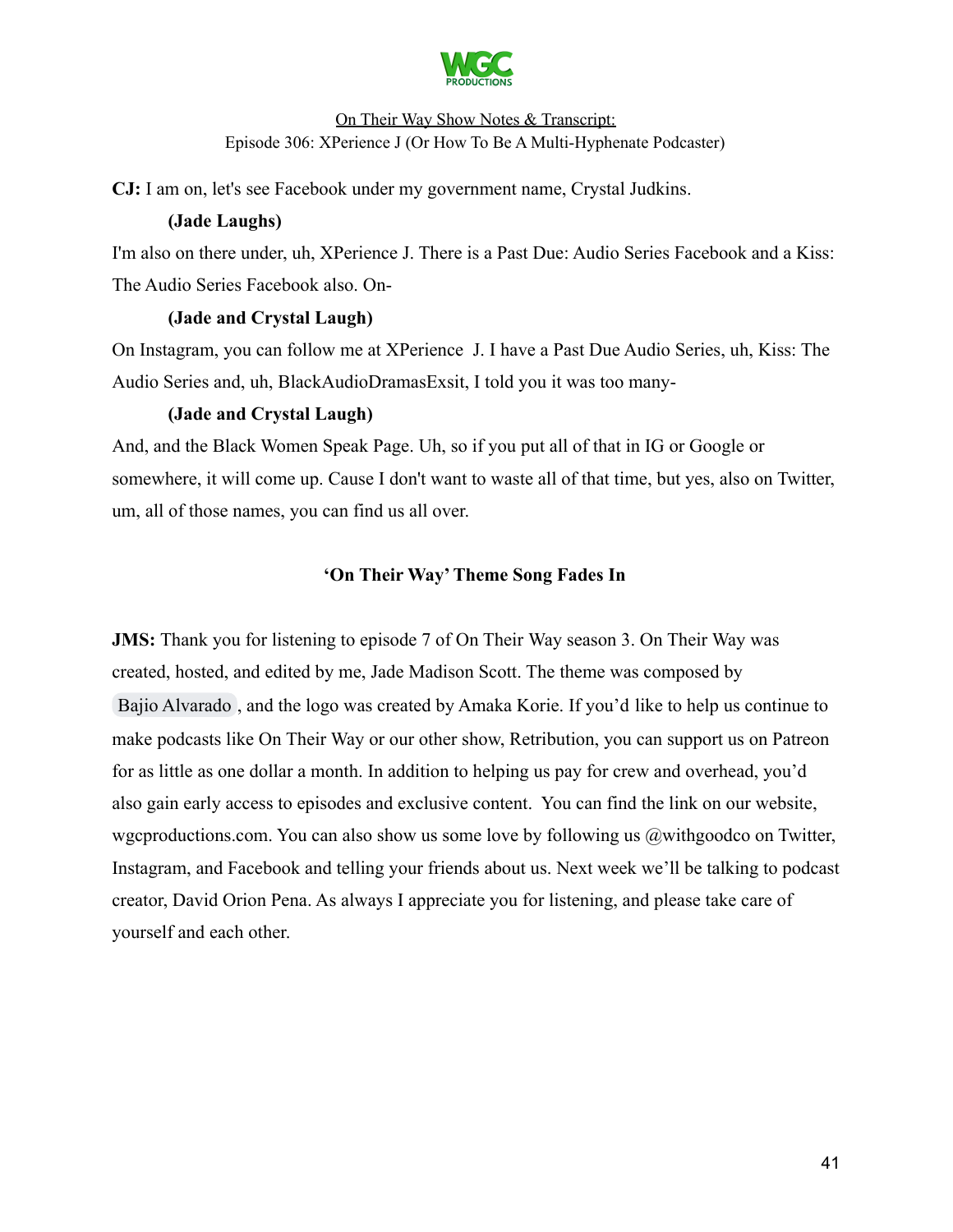**CJ:** I am on, let's see Facebook under my government name, Crystal Judkins.

**(Jade Laughs)**

I'm also on there under, uh, XPerience J. There is a Past Due: Audio Series Facebook and a Kiss: The Audio Series Facebook also. On-

**(Jade and Crystal Laugh)**

On Instagram, you can follow me at XPerience  J. I have a Past Due Audio Series, uh, Kiss: The Audio Series and, uh, BlackAudioDramasExsit, I told you it was too many-

**(Jade and Crystal Laugh)**

And, and the Black Women Speak Page. Uh, so if you put all of that in IG or Google or somewhere, it will come up. Cause I don't want to waste all of that time, but yes, also on Twitter, um, all of those names, you can find us all over.

**'On Their Way' Theme Song Fades In**

**JMS:** Thank you for listening to episode 7 of On Their Way season 3. On Their Way was created, hosted, and edited by me, Jade Madison Scott. The theme was composed by Bajio Alvarado, and the logo was created by Amaka Korie. If you'd like to help us continue to make podcasts like On Their Way or our other show, Retribution, you can support us on Patreon for as little as one dollar a month. In addition to helping us pay for crew and overhead, you'd also gain early access to episodes and exclusive content. You can find the link on our website, wgcproductions.com. You can also show us some love by following us @withgoodco on Twitter, Instagram, and Facebook and telling your friends about us. Next week we'll be talking to podcast creator, David Orion Pena. As always I appreciate you for listening, and please take care of yourself and each other.